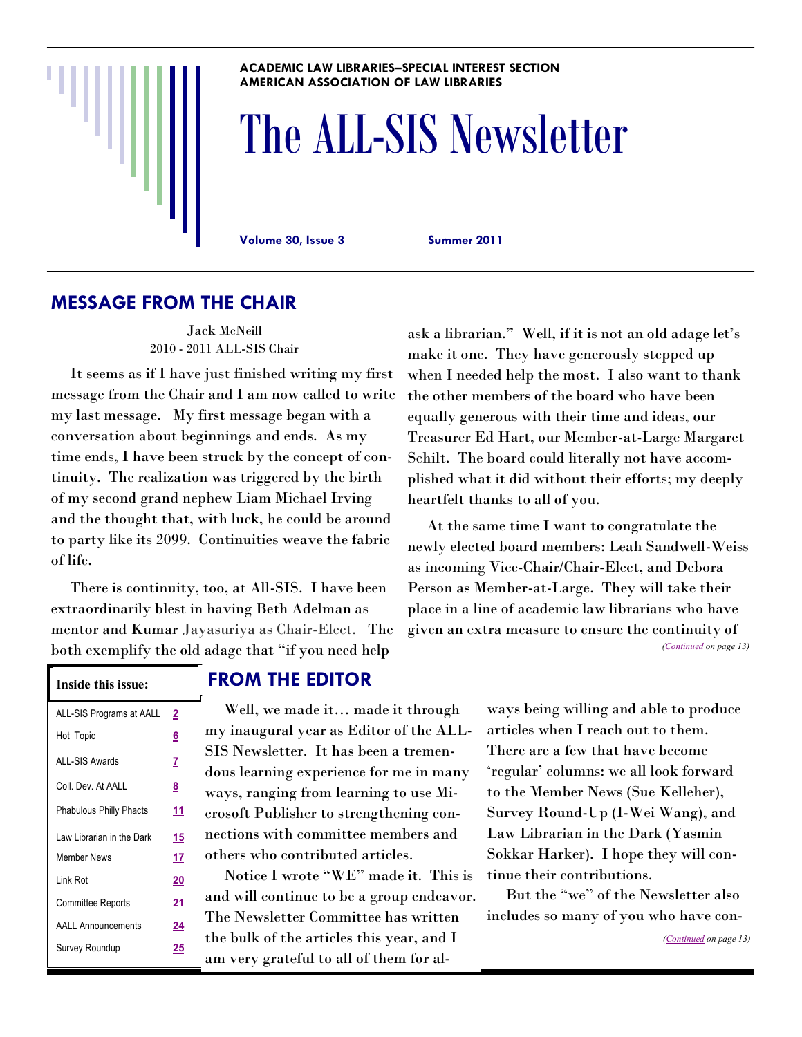ACADEMIC LAW LIBRARIES–SPECIAL INTEREST SECTION
AMERICAN ASSOCIATION OF LAW LIBRARIES

# The ALL-SIS Newsletter

**Volume 30, Issue 3** **Summer 2011**

## MESSAGE FROM THE CHAIR

Jack McNeill
2010 - 2011 ALL-SIS Chair

It seems as if I have just finished writing my first message from the Chair and I am now called to write my last message. My first message began with a conversation about beginnings and ends. As my time ends, I have been struck by the concept of continuity. The realization was triggered by the birth of my second grand nephew Liam Michael Irving and the thought that, with luck, he could be around to party like its 2099. Continuities weave the fabric of life.

There is continuity, too, at All-SIS. I have been extraordinarily blest in having Beth Adelman as mentor and Kumar Jayasuriya as Chair-Elect. The both exemplify the old adage that "if you need help ask a librarian." Well, if it is not an old adage let's make it one. They have generously stepped up when I needed help the most. I also want to thank the other members of the board who have been equally generous with their time and ideas, our Treasurer Ed Hart, our Member-at-Large Margaret Schilt. The board could literally not have accomplished what it did without their efforts; my deeply heartfelt thanks to all of you.

At the same time I want to congratulate the newly elected board members: Leah Sandwell-Weiss as incoming Vice-Chair/Chair-Elect, and Debora Person as Member-at-Large. They will take their place in a line of academic law librarians who have given an extra measure to ensure the continuity of

*(Continued on page 13)*

| Inside this issue: | |
|---|---|
| ALL-SIS Programs at AALL | 2 |
| Hot Topic | 6 |
| ALL-SIS Awards | 7 |
| Coll. Dev. At AALL | 8 |
| Phabulous Philly Phacts | 11 |
| Law Librarian in the Dark | 15 |
| Member News | 17 |
| Link Rot | 20 |
| Committee Reports | 21 |
| AALL Announcements | 24 |
| Survey Roundup | 25 |

## FROM THE EDITOR

Well, we made it… made it through my inaugural year as Editor of the ALL-SIS Newsletter. It has been a tremendous learning experience for me in many ways, ranging from learning to use Microsoft Publisher to strengthening connections with committee members and others who contributed articles.

Notice I wrote "WE" made it. This is and will continue to be a group endeavor. The Newsletter Committee has written the bulk of the articles this year, and I am very grateful to all of them for always being willing and able to produce articles when I reach out to them. There are a few that have become 'regular' columns: we all look forward to the Member News (Sue Kelleher), Survey Round-Up (I-Wei Wang), and Law Librarian in the Dark (Yasmin Sokkar Harker). I hope they will continue their contributions.

But the "we" of the Newsletter also includes so many of you who have con-

*(Continued on page 13)*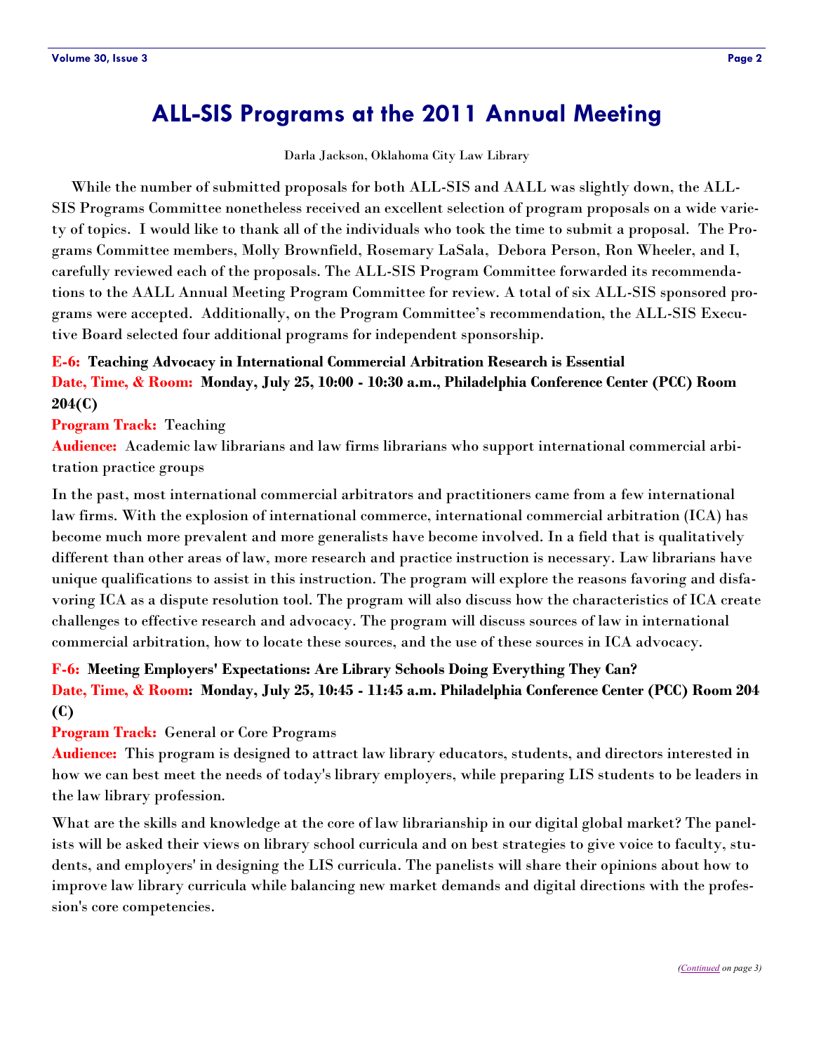# ALL-SIS Programs at the 2011 Annual Meeting

Darla Jackson, Oklahoma City Law Library

While the number of submitted proposals for both ALL-SIS and AALL was slightly down, the ALL-SIS Programs Committee nonetheless received an excellent selection of program proposals on a wide variety of topics. I would like to thank all of the individuals who took the time to submit a proposal. The Programs Committee members, Molly Brownfield, Rosemary LaSala, Debora Person, Ron Wheeler, and I, carefully reviewed each of the proposals. The ALL-SIS Program Committee forwarded its recommendations to the AALL Annual Meeting Program Committee for review. A total of six ALL-SIS sponsored programs were accepted. Additionally, on the Program Committee's recommendation, the ALL-SIS Executive Board selected four additional programs for independent sponsorship.

**E-6: Teaching Advocacy in International Commercial Arbitration Research is Essential**
**Date, Time, & Room: Monday, July 25, 10:00 - 10:30 a.m., Philadelphia Conference Center (PCC) Room 204(C)**

**Program Track:** Teaching

**Audience:** Academic law librarians and law firms librarians who support international commercial arbitration practice groups

In the past, most international commercial arbitrators and practitioners came from a few international law firms. With the explosion of international commerce, international commercial arbitration (ICA) has become much more prevalent and more generalists have become involved. In a field that is qualitatively different than other areas of law, more research and practice instruction is necessary. Law librarians have unique qualifications to assist in this instruction. The program will explore the reasons favoring and disfavoring ICA as a dispute resolution tool. The program will also discuss how the characteristics of ICA create challenges to effective research and advocacy. The program will discuss sources of law in international commercial arbitration, how to locate these sources, and the use of these sources in ICA advocacy.

**F-6: Meeting Employers' Expectations: Are Library Schools Doing Everything They Can?**
**Date, Time, & Room: Monday, July 25, 10:45 - 11:45 a.m. Philadelphia Conference Center (PCC) Room 204 (C)**

**Program Track:** General or Core Programs

**Audience:** This program is designed to attract law library educators, students, and directors interested in how we can best meet the needs of today's library employers, while preparing LIS students to be leaders in the law library profession.

What are the skills and knowledge at the core of law librarianship in our digital global market? The panelists will be asked their views on library school curricula and on best strategies to give voice to faculty, students, and employers' in designing the LIS curricula. The panelists will share their opinions about how to improve law library curricula while balancing new market demands and digital directions with the profession's core competencies.

*(Continued on page 3)*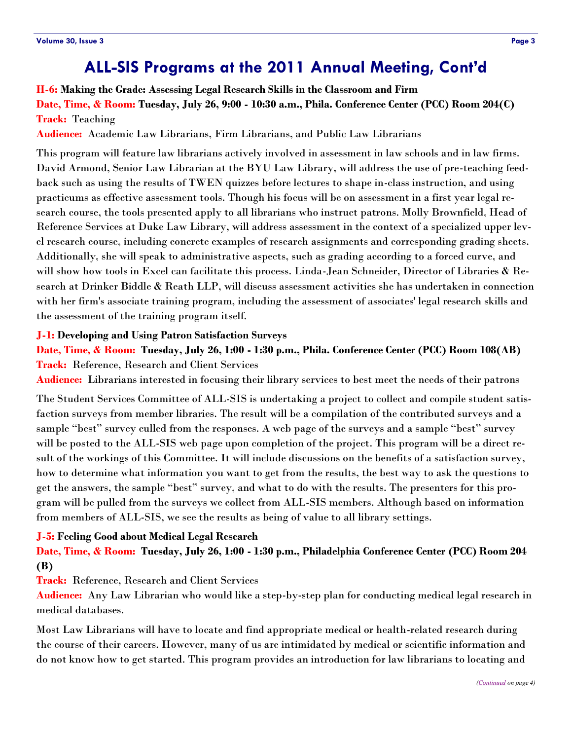# ALL-SIS Programs at the 2011 Annual Meeting, Cont'd

**H-6: Making the Grade: Assessing Legal Research Skills in the Classroom and Firm**

**Date, Time, & Room: Tuesday, July 26, 9:00 - 10:30 a.m., Phila. Conference Center (PCC) Room 204(C)**

**Track:** Teaching

**Audience:** Academic Law Librarians, Firm Librarians, and Public Law Librarians

This program will feature law librarians actively involved in assessment in law schools and in law firms. David Armond, Senior Law Librarian at the BYU Law Library, will address the use of pre-teaching feedback such as using the results of TWEN quizzes before lectures to shape in-class instruction, and using practicums as effective assessment tools. Though his focus will be on assessment in a first year legal research course, the tools presented apply to all librarians who instruct patrons. Molly Brownfield, Head of Reference Services at Duke Law Library, will address assessment in the context of a specialized upper level research course, including concrete examples of research assignments and corresponding grading sheets. Additionally, she will speak to administrative aspects, such as grading according to a forced curve, and will show how tools in Excel can facilitate this process. Linda-Jean Schneider, Director of Libraries & Research at Drinker Biddle & Reath LLP, will discuss assessment activities she has undertaken in connection with her firm's associate training program, including the assessment of associates' legal research skills and the assessment of the training program itself.

**J-1: Developing and Using Patron Satisfaction Surveys**

**Date, Time, & Room: Tuesday, July 26, 1:00 - 1:30 p.m., Phila. Conference Center (PCC) Room 108(AB)**

**Track:** Reference, Research and Client Services

**Audience:** Librarians interested in focusing their library services to best meet the needs of their patrons

The Student Services Committee of ALL-SIS is undertaking a project to collect and compile student satisfaction surveys from member libraries. The result will be a compilation of the contributed surveys and a sample "best" survey culled from the responses. A web page of the surveys and a sample "best" survey will be posted to the ALL-SIS web page upon completion of the project. This program will be a direct result of the workings of this Committee. It will include discussions on the benefits of a satisfaction survey, how to determine what information you want to get from the results, the best way to ask the questions to get the answers, the sample "best" survey, and what to do with the results. The presenters for this program will be pulled from the surveys we collect from ALL-SIS members. Although based on information from members of ALL-SIS, we see the results as being of value to all library settings.

**J-5: Feeling Good about Medical Legal Research**

**Date, Time, & Room: Tuesday, July 26, 1:00 - 1:30 p.m., Philadelphia Conference Center (PCC) Room 204 (B)**

**Track:** Reference, Research and Client Services

**Audience:** Any Law Librarian who would like a step-by-step plan for conducting medical legal research in medical databases.

Most Law Librarians will have to locate and find appropriate medical or health-related research during the course of their careers. However, many of us are intimidated by medical or scientific information and do not know how to get started. This program provides an introduction for law librarians to locating and

*(Continued on page 4)*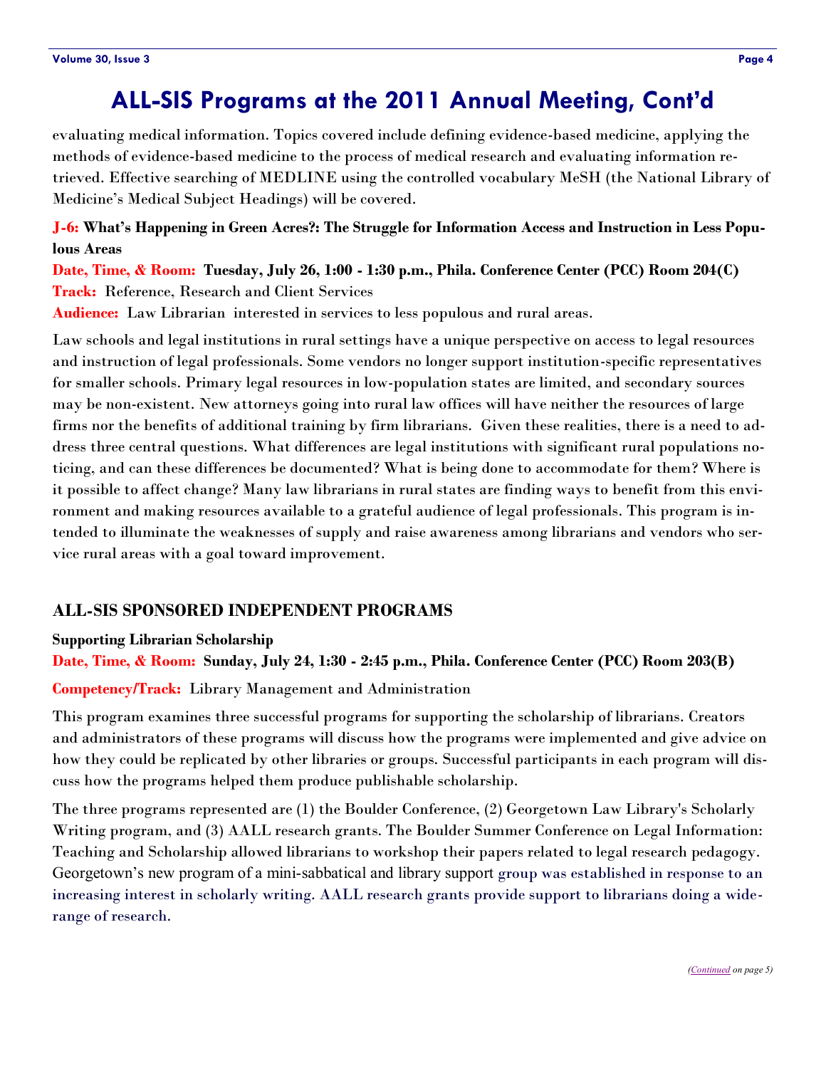# ALL-SIS Programs at the 2011 Annual Meeting, Cont'd

evaluating medical information. Topics covered include defining evidence-based medicine, applying the methods of evidence-based medicine to the process of medical research and evaluating information retrieved. Effective searching of MEDLINE using the controlled vocabulary MeSH (the National Library of Medicine's Medical Subject Headings) will be covered.

**J-6: What's Happening in Green Acres?: The Struggle for Information Access and Instruction in Less Populous Areas**

**Date, Time, & Room: Tuesday, July 26, 1:00 - 1:30 p.m., Phila. Conference Center (PCC) Room 204(C)**

**Track:** Reference, Research and Client Services

**Audience:** Law Librarian interested in services to less populous and rural areas.

Law schools and legal institutions in rural settings have a unique perspective on access to legal resources and instruction of legal professionals. Some vendors no longer support institution-specific representatives for smaller schools. Primary legal resources in low-population states are limited, and secondary sources may be non-existent. New attorneys going into rural law offices will have neither the resources of large firms nor the benefits of additional training by firm librarians. Given these realities, there is a need to address three central questions. What differences are legal institutions with significant rural populations noticing, and can these differences be documented? What is being done to accommodate for them? Where is it possible to affect change? Many law librarians in rural states are finding ways to benefit from this environment and making resources available to a grateful audience of legal professionals. This program is intended to illuminate the weaknesses of supply and raise awareness among librarians and vendors who service rural areas with a goal toward improvement.

## ALL-SIS SPONSORED INDEPENDENT PROGRAMS

**Supporting Librarian Scholarship**

**Date, Time, & Room: Sunday, July 24, 1:30 - 2:45 p.m., Phila. Conference Center (PCC) Room 203(B)**

**Competency/Track:** Library Management and Administration

This program examines three successful programs for supporting the scholarship of librarians. Creators and administrators of these programs will discuss how the programs were implemented and give advice on how they could be replicated by other libraries or groups. Successful participants in each program will discuss how the programs helped them produce publishable scholarship.

The three programs represented are (1) the Boulder Conference, (2) Georgetown Law Library's Scholarly Writing program, and (3) AALL research grants. The Boulder Summer Conference on Legal Information: Teaching and Scholarship allowed librarians to workshop their papers related to legal research pedagogy. Georgetown's new program of a mini-sabbatical and library support group was established in response to an increasing interest in scholarly writing. AALL research grants provide support to librarians doing a wide-range of research.

*(Continued on page 5)*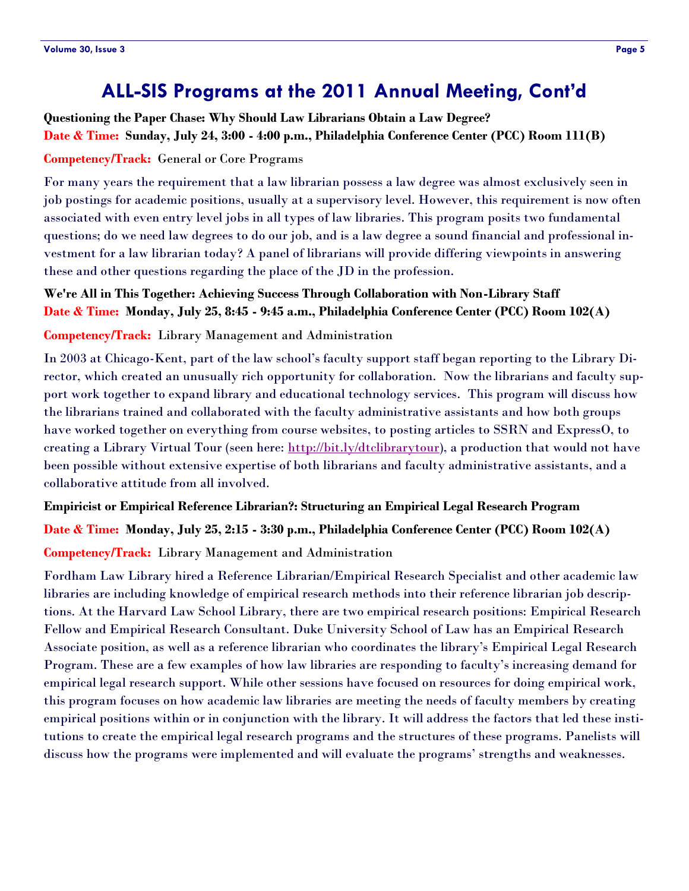# ALL-SIS Programs at the 2011 Annual Meeting, Cont'd

**Questioning the Paper Chase: Why Should Law Librarians Obtain a Law Degree?**
**Date & Time: Sunday, July 24, 3:00 - 4:00 p.m., Philadelphia Conference Center (PCC) Room 111(B)**

**Competency/Track:** General or Core Programs

For many years the requirement that a law librarian possess a law degree was almost exclusively seen in job postings for academic positions, usually at a supervisory level. However, this requirement is now often associated with even entry level jobs in all types of law libraries. This program posits two fundamental questions; do we need law degrees to do our job, and is a law degree a sound financial and professional investment for a law librarian today? A panel of librarians will provide differing viewpoints in answering these and other questions regarding the place of the JD in the profession.

**We're All in This Together: Achieving Success Through Collaboration with Non-Library Staff**
**Date & Time: Monday, July 25, 8:45 - 9:45 a.m., Philadelphia Conference Center (PCC) Room 102(A)**

**Competency/Track:** Library Management and Administration

In 2003 at Chicago-Kent, part of the law school's faculty support staff began reporting to the Library Director, which created an unusually rich opportunity for collaboration. Now the librarians and faculty support work together to expand library and educational technology services. This program will discuss how the librarians trained and collaborated with the faculty administrative assistants and how both groups have worked together on everything from course websites, to posting articles to SSRN and ExpressO, to creating a Library Virtual Tour (seen here: http://bit.ly/dtclibrarytour), a production that would not have been possible without extensive expertise of both librarians and faculty administrative assistants, and a collaborative attitude from all involved.

**Empiricist or Empirical Reference Librarian?: Structuring an Empirical Legal Research Program**

**Date & Time: Monday, July 25, 2:15 - 3:30 p.m., Philadelphia Conference Center (PCC) Room 102(A)**

**Competency/Track:** Library Management and Administration

Fordham Law Library hired a Reference Librarian/Empirical Research Specialist and other academic law libraries are including knowledge of empirical research methods into their reference librarian job descriptions. At the Harvard Law School Library, there are two empirical research positions: Empirical Research Fellow and Empirical Research Consultant. Duke University School of Law has an Empirical Research Associate position, as well as a reference librarian who coordinates the library's Empirical Legal Research Program. These are a few examples of how law libraries are responding to faculty's increasing demand for empirical legal research support. While other sessions have focused on resources for doing empirical work, this program focuses on how academic law libraries are meeting the needs of faculty members by creating empirical positions within or in conjunction with the library. It will address the factors that led these institutions to create the empirical legal research programs and the structures of these programs. Panelists will discuss how the programs were implemented and will evaluate the programs' strengths and weaknesses.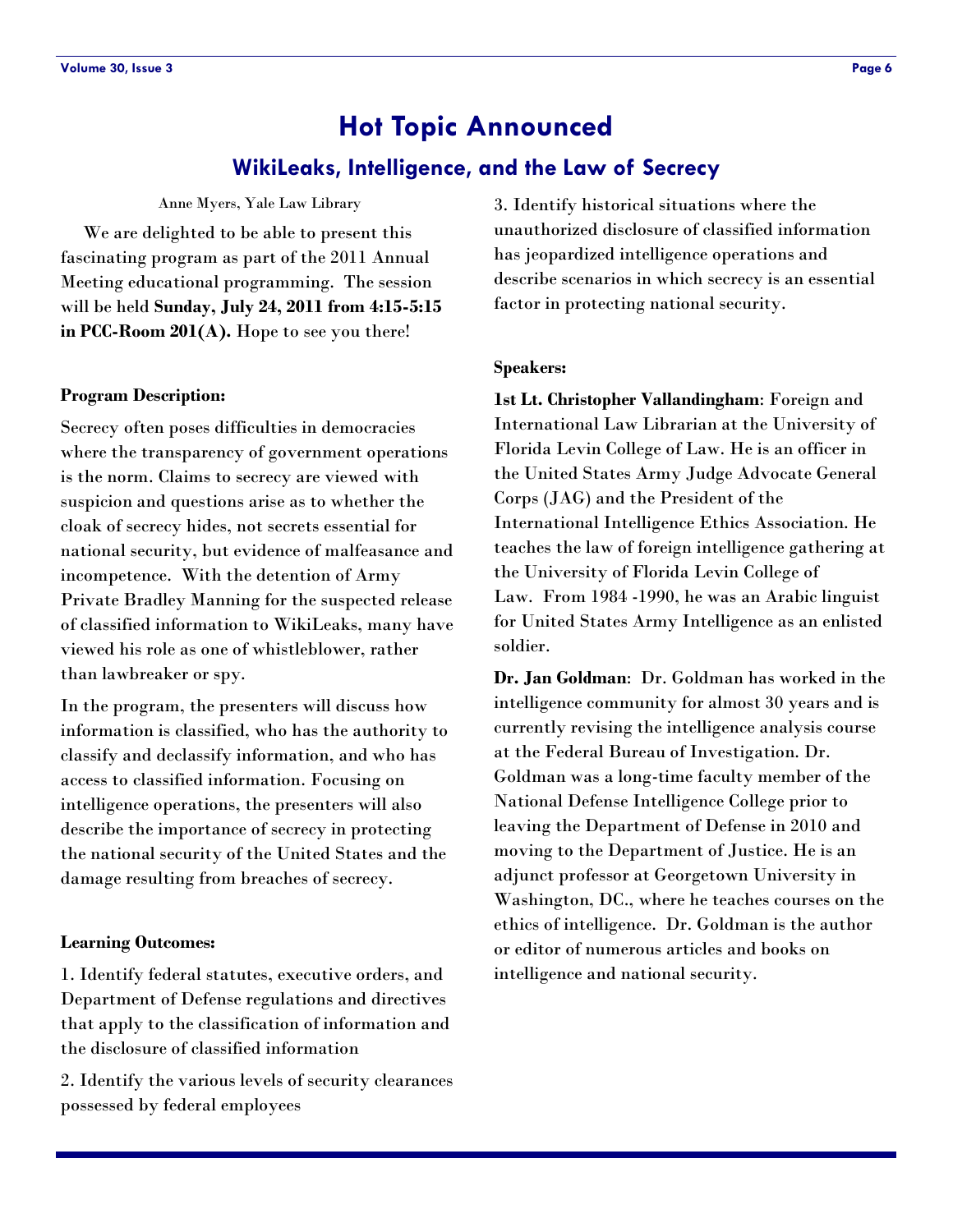# Hot Topic Announced

## WikiLeaks, Intelligence, and the Law of Secrecy

Anne Myers, Yale Law Library

We are delighted to be able to present this fascinating program as part of the 2011 Annual Meeting educational programming. The session will be held **Sunday, July 24, 2011 from 4:15-5:15 in PCC-Room 201(A).** Hope to see you there!

**Program Description:**

Secrecy often poses difficulties in democracies where the transparency of government operations is the norm. Claims to secrecy are viewed with suspicion and questions arise as to whether the cloak of secrecy hides, not secrets essential for national security, but evidence of malfeasance and incompetence. With the detention of Army Private Bradley Manning for the suspected release of classified information to WikiLeaks, many have viewed his role as one of whistleblower, rather than lawbreaker or spy.

In the program, the presenters will discuss how information is classified, who has the authority to classify and declassify information, and who has access to classified information. Focusing on intelligence operations, the presenters will also describe the importance of secrecy in protecting the national security of the United States and the damage resulting from breaches of secrecy.

**Learning Outcomes:**

1. Identify federal statutes, executive orders, and Department of Defense regulations and directives that apply to the classification of information and the disclosure of classified information

2. Identify the various levels of security clearances possessed by federal employees

3. Identify historical situations where the unauthorized disclosure of classified information has jeopardized intelligence operations and describe scenarios in which secrecy is an essential factor in protecting national security.

**Speakers:**

**1st Lt. Christopher Vallandingham**: Foreign and International Law Librarian at the University of Florida Levin College of Law. He is an officer in the United States Army Judge Advocate General Corps (JAG) and the President of the International Intelligence Ethics Association. He teaches the law of foreign intelligence gathering at the University of Florida Levin College of Law. From 1984 -1990, he was an Arabic linguist for United States Army Intelligence as an enlisted soldier.

**Dr. Jan Goldman**: Dr. Goldman has worked in the intelligence community for almost 30 years and is currently revising the intelligence analysis course at the Federal Bureau of Investigation. Dr. Goldman was a long-time faculty member of the National Defense Intelligence College prior to leaving the Department of Defense in 2010 and moving to the Department of Justice. He is an adjunct professor at Georgetown University in Washington, DC., where he teaches courses on the ethics of intelligence. Dr. Goldman is the author or editor of numerous articles and books on intelligence and national security.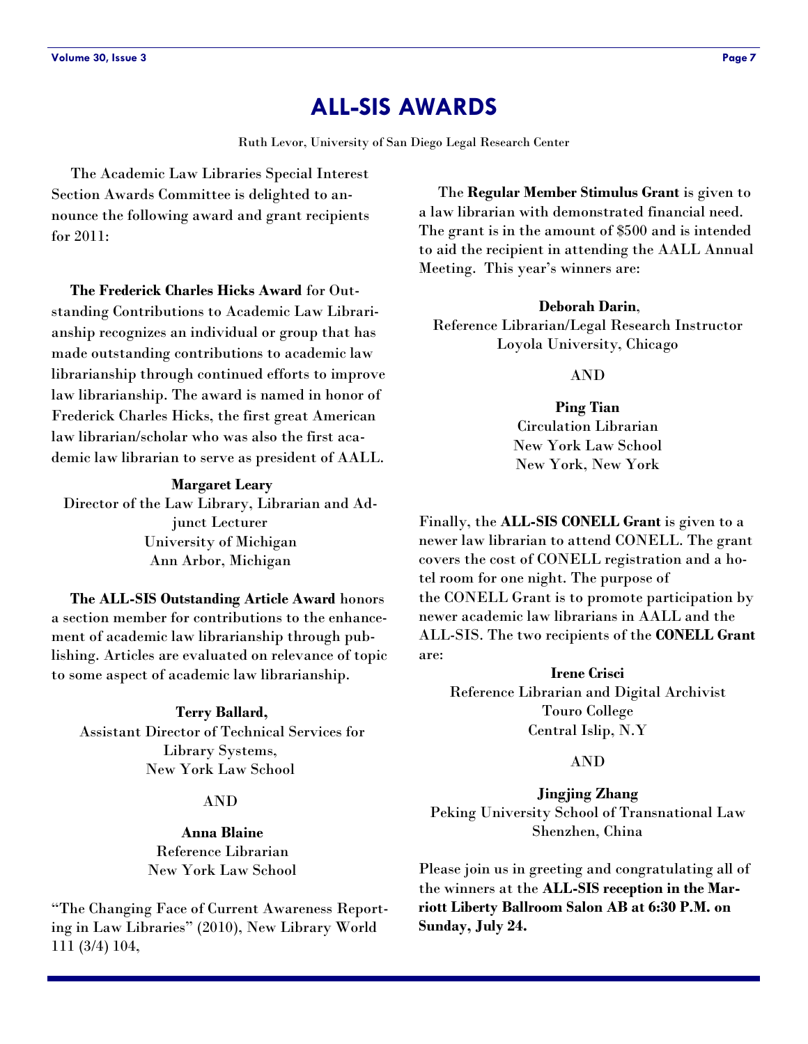# ALL-SIS AWARDS

Ruth Levor, University of San Diego Legal Research Center

The Academic Law Libraries Special Interest Section Awards Committee is delighted to announce the following award and grant recipients for 2011:

**The Frederick Charles Hicks Award** for Outstanding Contributions to Academic Law Librarianship recognizes an individual or group that has made outstanding contributions to academic law librarianship through continued efforts to improve law librarianship. The award is named in honor of Frederick Charles Hicks, the first great American law librarian/scholar who was also the first academic law librarian to serve as president of AALL.

**Margaret Leary**
Director of the Law Library, Librarian and Adjunct Lecturer
University of Michigan
Ann Arbor, Michigan

**The ALL-SIS Outstanding Article Award** honors a section member for contributions to the enhancement of academic law librarianship through publishing. Articles are evaluated on relevance of topic to some aspect of academic law librarianship.

**Terry Ballard,**
Assistant Director of Technical Services for Library Systems,
New York Law School

AND

**Anna Blaine**
Reference Librarian
New York Law School

"The Changing Face of Current Awareness Reporting in Law Libraries" (2010), New Library World 111 (3/4) 104,

The **Regular Member Stimulus Grant** is given to a law librarian with demonstrated financial need. The grant is in the amount of $500 and is intended to aid the recipient in attending the AALL Annual Meeting. This year's winners are:

**Deborah Darin**,
Reference Librarian/Legal Research Instructor
Loyola University, Chicago

AND

**Ping Tian**
Circulation Librarian
New York Law School
New York, New York

Finally, the **ALL-SIS CONELL Grant** is given to a newer law librarian to attend CONELL. The grant covers the cost of CONELL registration and a hotel room for one night. The purpose of the CONELL Grant is to promote participation by newer academic law librarians in AALL and the ALL-SIS. The two recipients of the **CONELL Grant** are:

**Irene Crisci**
Reference Librarian and Digital Archivist
Touro College
Central Islip, N.Y

AND

**Jingjing Zhang**
Peking University School of Transnational Law
Shenzhen, China

Please join us in greeting and congratulating all of the winners at the **ALL-SIS reception in the Marriott Liberty Ballroom Salon AB at 6:30 P.M. on Sunday, July 24.**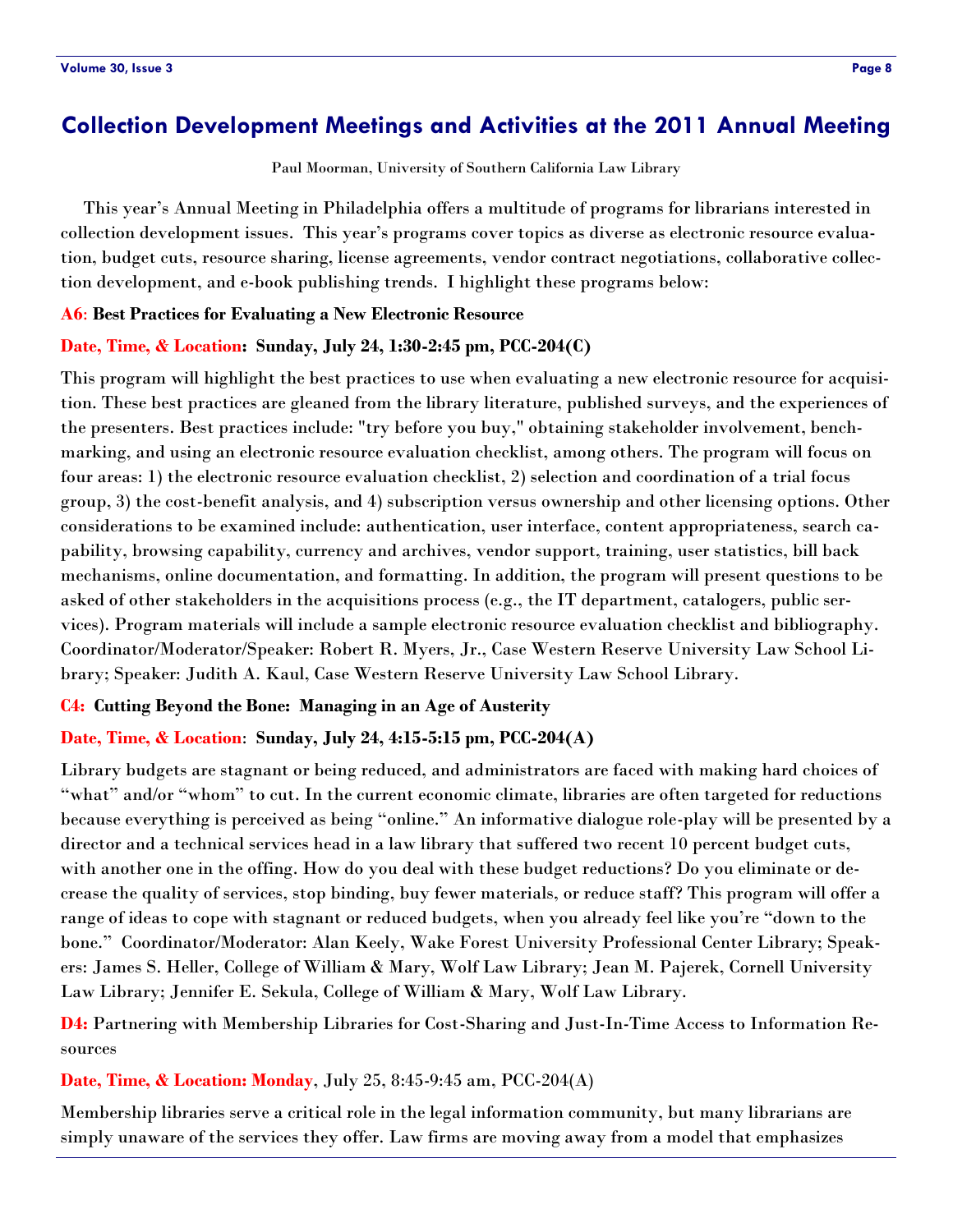# Collection Development Meetings and Activities at the 2011 Annual Meeting

Paul Moorman, University of Southern California Law Library

This year's Annual Meeting in Philadelphia offers a multitude of programs for librarians interested in collection development issues. This year's programs cover topics as diverse as electronic resource evaluation, budget cuts, resource sharing, license agreements, vendor contract negotiations, collaborative collection development, and e-book publishing trends. I highlight these programs below:

**A6: Best Practices for Evaluating a New Electronic Resource**

**Date, Time, & Location: Sunday, July 24, 1:30-2:45 pm, PCC-204(C)**

This program will highlight the best practices to use when evaluating a new electronic resource for acquisition. These best practices are gleaned from the library literature, published surveys, and the experiences of the presenters. Best practices include: "try before you buy," obtaining stakeholder involvement, benchmarking, and using an electronic resource evaluation checklist, among others. The program will focus on four areas: 1) the electronic resource evaluation checklist, 2) selection and coordination of a trial focus group, 3) the cost-benefit analysis, and 4) subscription versus ownership and other licensing options. Other considerations to be examined include: authentication, user interface, content appropriateness, search capability, browsing capability, currency and archives, vendor support, training, user statistics, bill back mechanisms, online documentation, and formatting. In addition, the program will present questions to be asked of other stakeholders in the acquisitions process (e.g., the IT department, catalogers, public services). Program materials will include a sample electronic resource evaluation checklist and bibliography. Coordinator/Moderator/Speaker: Robert R. Myers, Jr., Case Western Reserve University Law School Library; Speaker: Judith A. Kaul, Case Western Reserve University Law School Library.

**C4: Cutting Beyond the Bone: Managing in an Age of Austerity**

**Date, Time, & Location: Sunday, July 24, 4:15-5:15 pm, PCC-204(A)**

Library budgets are stagnant or being reduced, and administrators are faced with making hard choices of "what" and/or "whom" to cut. In the current economic climate, libraries are often targeted for reductions because everything is perceived as being "online." An informative dialogue role-play will be presented by a director and a technical services head in a law library that suffered two recent 10 percent budget cuts, with another one in the offing. How do you deal with these budget reductions? Do you eliminate or decrease the quality of services, stop binding, buy fewer materials, or reduce staff? This program will offer a range of ideas to cope with stagnant or reduced budgets, when you already feel like you're "down to the bone." Coordinator/Moderator: Alan Keely, Wake Forest University Professional Center Library; Speakers: James S. Heller, College of William & Mary, Wolf Law Library; Jean M. Pajerek, Cornell University Law Library; Jennifer E. Sekula, College of William & Mary, Wolf Law Library.

**D4:** Partnering with Membership Libraries for Cost-Sharing and Just-In-Time Access to Information Resources

**Date, Time, & Location: Monday**, July 25, 8:45-9:45 am, PCC-204(A)

Membership libraries serve a critical role in the legal information community, but many librarians are simply unaware of the services they offer. Law firms are moving away from a model that emphasizes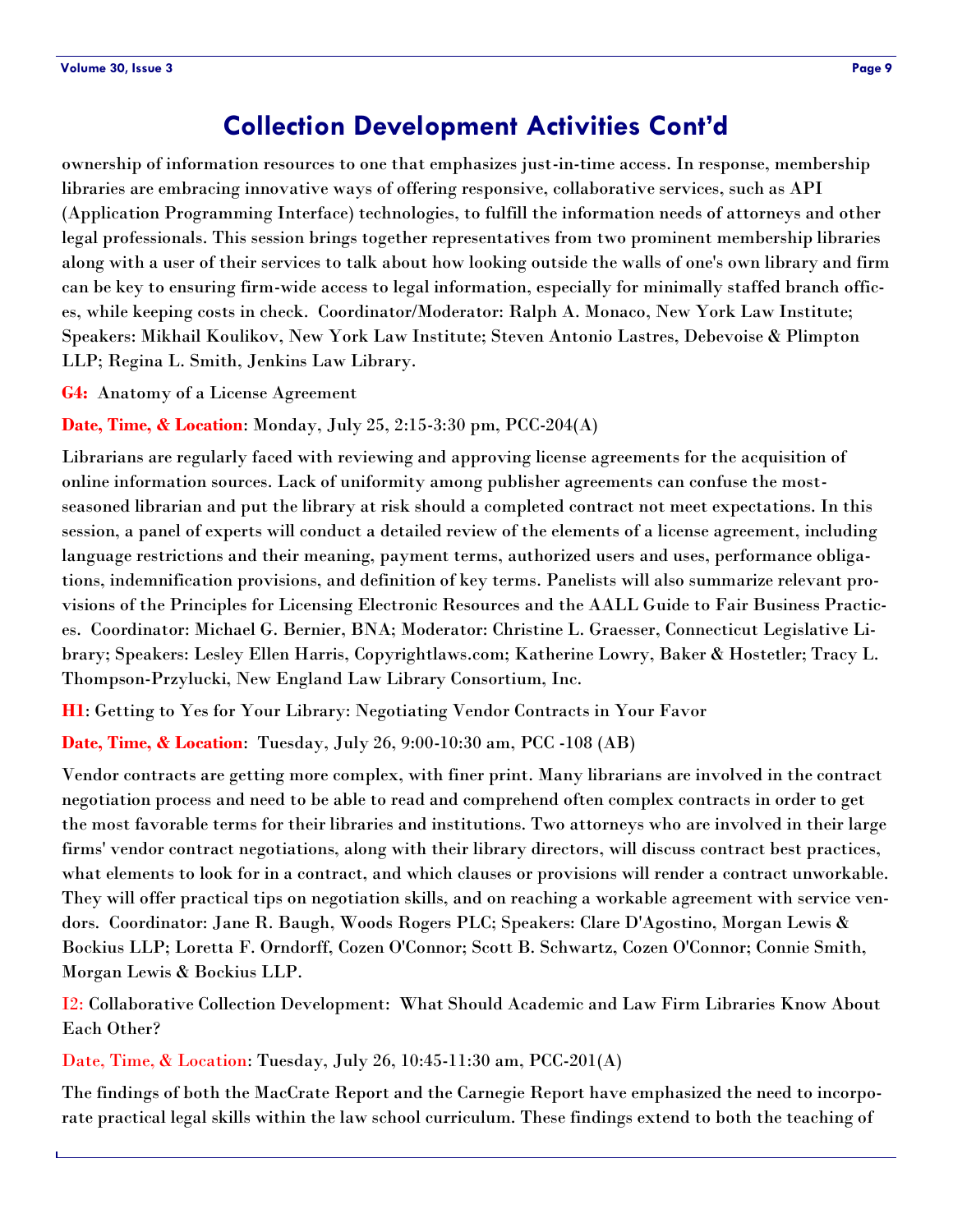# Collection Development Activities Cont'd

ownership of information resources to one that emphasizes just-in-time access. In response, membership libraries are embracing innovative ways of offering responsive, collaborative services, such as API (Application Programming Interface) technologies, to fulfill the information needs of attorneys and other legal professionals. This session brings together representatives from two prominent membership libraries along with a user of their services to talk about how looking outside the walls of one's own library and firm can be key to ensuring firm-wide access to legal information, especially for minimally staffed branch offices, while keeping costs in check. Coordinator/Moderator: Ralph A. Monaco, New York Law Institute; Speakers: Mikhail Koulikov, New York Law Institute; Steven Antonio Lastres, Debevoise & Plimpton LLP; Regina L. Smith, Jenkins Law Library.

**G4:** Anatomy of a License Agreement

**Date, Time, & Location**: Monday, July 25, 2:15-3:30 pm, PCC-204(A)

Librarians are regularly faced with reviewing and approving license agreements for the acquisition of online information sources. Lack of uniformity among publisher agreements can confuse the most-seasoned librarian and put the library at risk should a completed contract not meet expectations. In this session, a panel of experts will conduct a detailed review of the elements of a license agreement, including language restrictions and their meaning, payment terms, authorized users and uses, performance obligations, indemnification provisions, and definition of key terms. Panelists will also summarize relevant provisions of the Principles for Licensing Electronic Resources and the AALL Guide to Fair Business Practices. Coordinator: Michael G. Bernier, BNA; Moderator: Christine L. Graesser, Connecticut Legislative Library; Speakers: Lesley Ellen Harris, Copyrightlaws.com; Katherine Lowry, Baker & Hostetler; Tracy L. Thompson-Przylucki, New England Law Library Consortium, Inc.

**H1**: Getting to Yes for Your Library: Negotiating Vendor Contracts in Your Favor

**Date, Time, & Location**: Tuesday, July 26, 9:00-10:30 am, PCC -108 (AB)

Vendor contracts are getting more complex, with finer print. Many librarians are involved in the contract negotiation process and need to be able to read and comprehend often complex contracts in order to get the most favorable terms for their libraries and institutions. Two attorneys who are involved in their large firms' vendor contract negotiations, along with their library directors, will discuss contract best practices, what elements to look for in a contract, and which clauses or provisions will render a contract unworkable. They will offer practical tips on negotiation skills, and on reaching a workable agreement with service vendors. Coordinator: Jane R. Baugh, Woods Rogers PLC; Speakers: Clare D'Agostino, Morgan Lewis & Bockius LLP; Loretta F. Orndorff, Cozen O'Connor; Scott B. Schwartz, Cozen O'Connor; Connie Smith, Morgan Lewis & Bockius LLP.

**I2:** Collaborative Collection Development: What Should Academic and Law Firm Libraries Know About Each Other?

**Date, Time, & Location**: Tuesday, July 26, 10:45-11:30 am, PCC-201(A)

The findings of both the MacCrate Report and the Carnegie Report have emphasized the need to incorporate practical legal skills within the law school curriculum. These findings extend to both the teaching of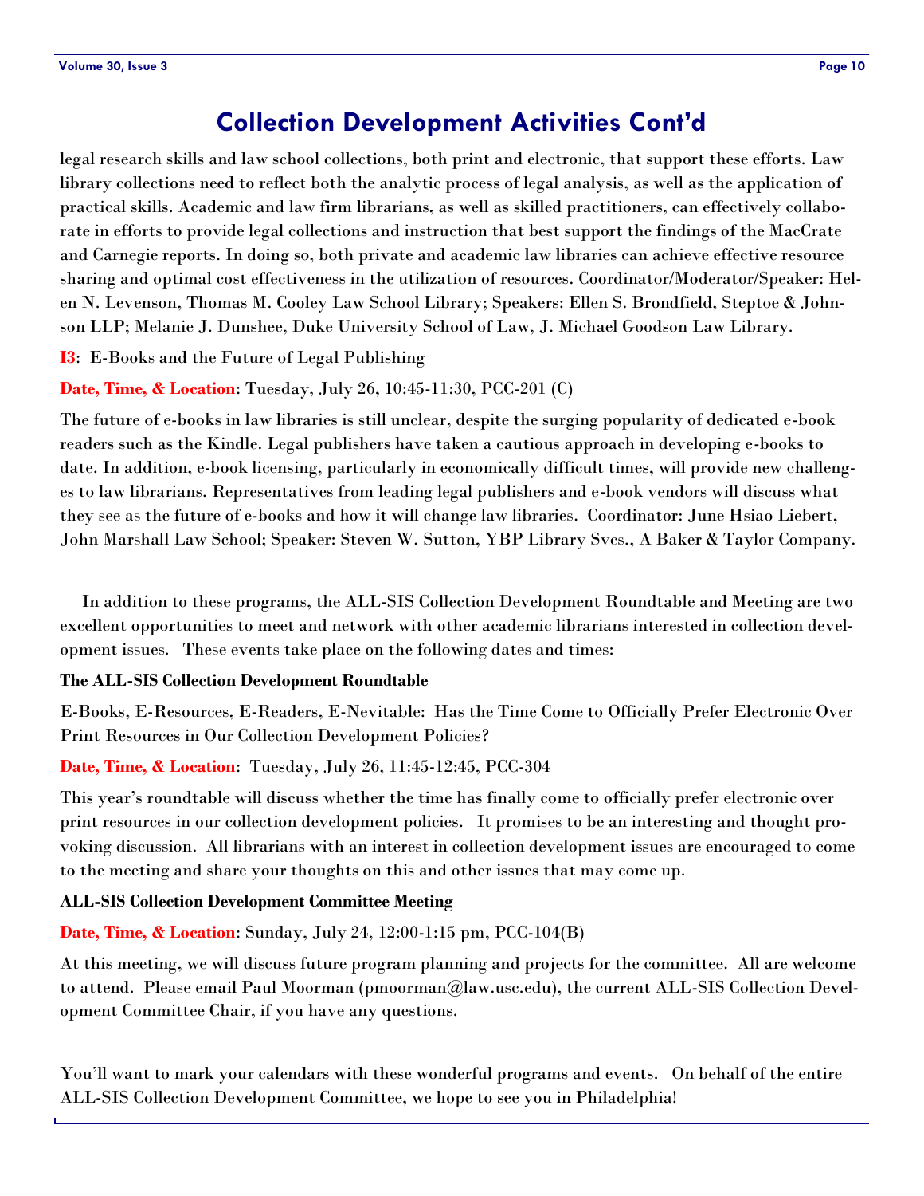# Collection Development Activities Cont'd

legal research skills and law school collections, both print and electronic, that support these efforts. Law library collections need to reflect both the analytic process of legal analysis, as well as the application of practical skills. Academic and law firm librarians, as well as skilled practitioners, can effectively collaborate in efforts to provide legal collections and instruction that best support the findings of the MacCrate and Carnegie reports. In doing so, both private and academic law libraries can achieve effective resource sharing and optimal cost effectiveness in the utilization of resources. Coordinator/Moderator/Speaker: Helen N. Levenson, Thomas M. Cooley Law School Library; Speakers: Ellen S. Brondfield, Steptoe & Johnson LLP; Melanie J. Dunshee, Duke University School of Law, J. Michael Goodson Law Library.

**I3**: E-Books and the Future of Legal Publishing

**Date, Time, & Location**: Tuesday, July 26, 10:45-11:30, PCC-201 (C)

The future of e-books in law libraries is still unclear, despite the surging popularity of dedicated e-book readers such as the Kindle. Legal publishers have taken a cautious approach in developing e-books to date. In addition, e-book licensing, particularly in economically difficult times, will provide new challenges to law librarians. Representatives from leading legal publishers and e-book vendors will discuss what they see as the future of e-books and how it will change law libraries. Coordinator: June Hsiao Liebert, John Marshall Law School; Speaker: Steven W. Sutton, YBP Library Svcs., A Baker & Taylor Company.

In addition to these programs, the ALL-SIS Collection Development Roundtable and Meeting are two excellent opportunities to meet and network with other academic librarians interested in collection development issues. These events take place on the following dates and times:

**The ALL-SIS Collection Development Roundtable**

E-Books, E-Resources, E-Readers, E-Nevitable: Has the Time Come to Officially Prefer Electronic Over Print Resources in Our Collection Development Policies?

**Date, Time, & Location**: Tuesday, July 26, 11:45-12:45, PCC-304

This year's roundtable will discuss whether the time has finally come to officially prefer electronic over print resources in our collection development policies. It promises to be an interesting and thought provoking discussion. All librarians with an interest in collection development issues are encouraged to come to the meeting and share your thoughts on this and other issues that may come up.

**ALL-SIS Collection Development Committee Meeting**

**Date, Time, & Location**: Sunday, July 24, 12:00-1:15 pm, PCC-104(B)

At this meeting, we will discuss future program planning and projects for the committee. All are welcome to attend. Please email Paul Moorman (pmoorman@law.usc.edu), the current ALL-SIS Collection Development Committee Chair, if you have any questions.

You'll want to mark your calendars with these wonderful programs and events. On behalf of the entire ALL-SIS Collection Development Committee, we hope to see you in Philadelphia!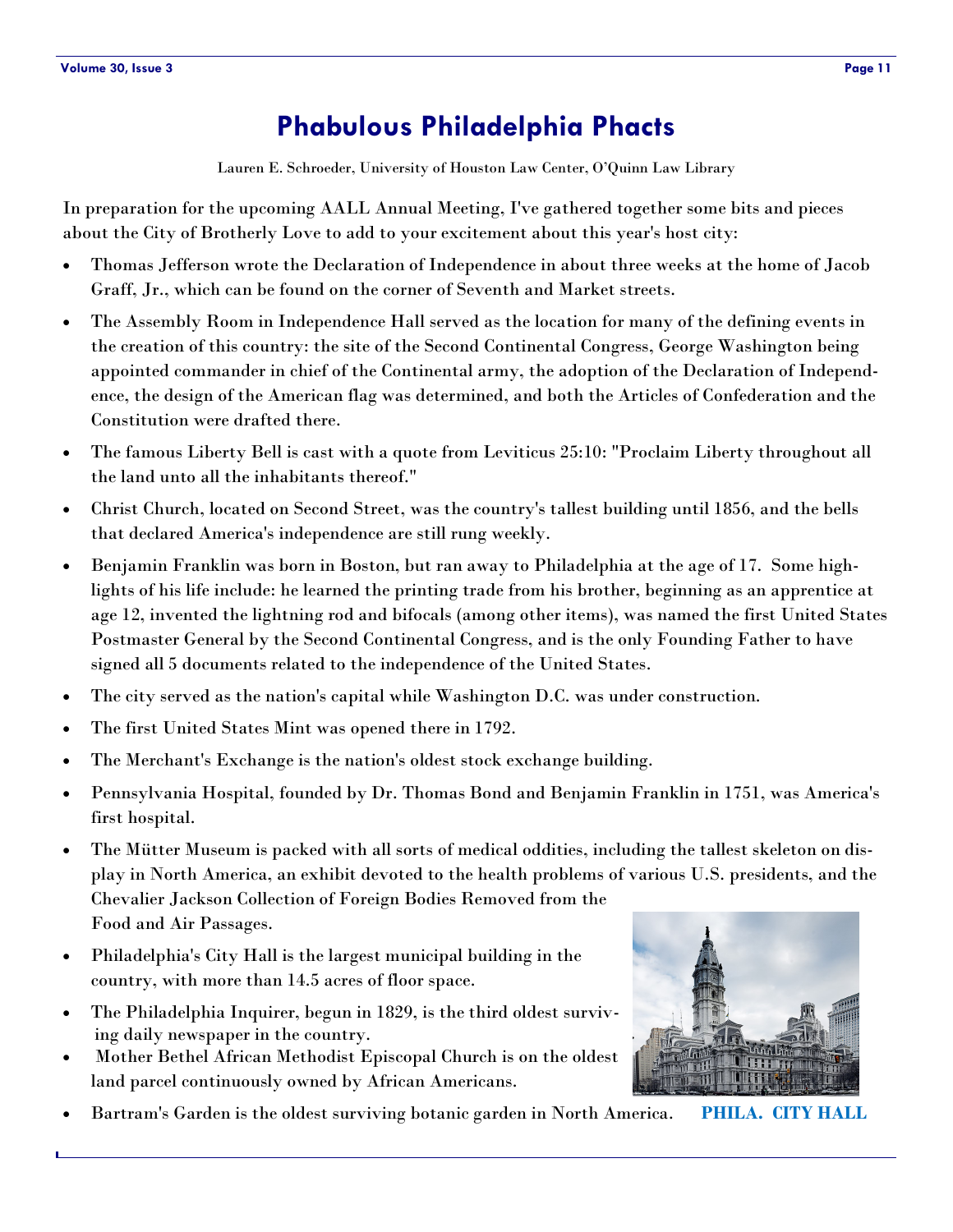# Phabulous Philadelphia Phacts

Lauren E. Schroeder, University of Houston Law Center, O'Quinn Law Library

In preparation for the upcoming AALL Annual Meeting, I've gathered together some bits and pieces about the City of Brotherly Love to add to your excitement about this year's host city:

- Thomas Jefferson wrote the Declaration of Independence in about three weeks at the home of Jacob Graff, Jr., which can be found on the corner of Seventh and Market streets.
- The Assembly Room in Independence Hall served as the location for many of the defining events in the creation of this country: the site of the Second Continental Congress, George Washington being appointed commander in chief of the Continental army, the adoption of the Declaration of Independence, the design of the American flag was determined, and both the Articles of Confederation and the Constitution were drafted there.
- The famous Liberty Bell is cast with a quote from Leviticus 25:10: "Proclaim Liberty throughout all the land unto all the inhabitants thereof."
- Christ Church, located on Second Street, was the country's tallest building until 1856, and the bells that declared America's independence are still rung weekly.
- Benjamin Franklin was born in Boston, but ran away to Philadelphia at the age of 17. Some highlights of his life include: he learned the printing trade from his brother, beginning as an apprentice at age 12, invented the lightning rod and bifocals (among other items), was named the first United States Postmaster General by the Second Continental Congress, and is the only Founding Father to have signed all 5 documents related to the independence of the United States.
- The city served as the nation's capital while Washington D.C. was under construction.
- The first United States Mint was opened there in 1792.
- The Merchant's Exchange is the nation's oldest stock exchange building.
- Pennsylvania Hospital, founded by Dr. Thomas Bond and Benjamin Franklin in 1751, was America's first hospital.
- The Mütter Museum is packed with all sorts of medical oddities, including the tallest skeleton on display in North America, an exhibit devoted to the health problems of various U.S. presidents, and the Chevalier Jackson Collection of Foreign Bodies Removed from the Food and Air Passages.
- Philadelphia's City Hall is the largest municipal building in the country, with more than 14.5 acres of floor space.
- The Philadelphia Inquirer, begun in 1829, is the third oldest surviving daily newspaper in the country.
- Mother Bethel African Methodist Episcopal Church is on the oldest land parcel continuously owned by African Americans.
- Bartram's Garden is the oldest surviving botanic garden in North America.

PHILA. CITY HALL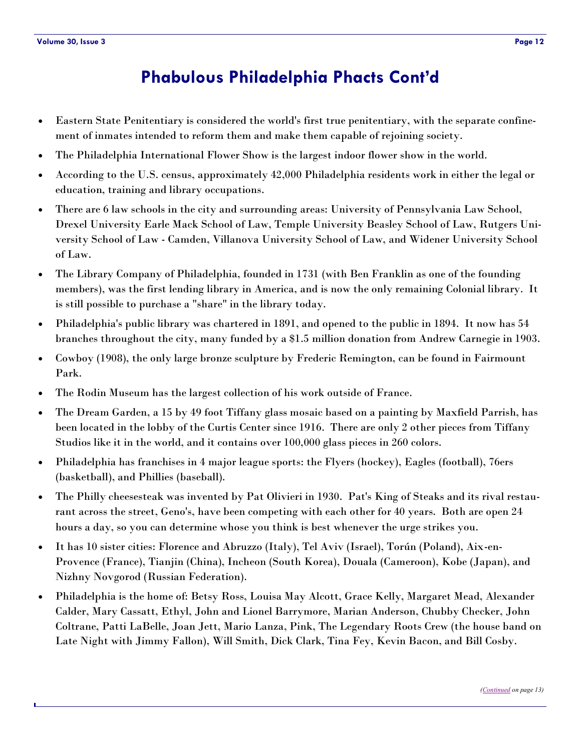# Phabulous Philadelphia Phacts Cont'd

- Eastern State Penitentiary is considered the world's first true penitentiary, with the separate confinement of inmates intended to reform them and make them capable of rejoining society.
- The Philadelphia International Flower Show is the largest indoor flower show in the world.
- According to the U.S. census, approximately 42,000 Philadelphia residents work in either the legal or education, training and library occupations.
- There are 6 law schools in the city and surrounding areas: University of Pennsylvania Law School, Drexel University Earle Mack School of Law, Temple University Beasley School of Law, Rutgers University School of Law - Camden, Villanova University School of Law, and Widener University School of Law.
- The Library Company of Philadelphia, founded in 1731 (with Ben Franklin as one of the founding members), was the first lending library in America, and is now the only remaining Colonial library. It is still possible to purchase a "share" in the library today.
- Philadelphia's public library was chartered in 1891, and opened to the public in 1894. It now has 54 branches throughout the city, many funded by a $1.5 million donation from Andrew Carnegie in 1903.
- Cowboy (1908), the only large bronze sculpture by Frederic Remington, can be found in Fairmount Park.
- The Rodin Museum has the largest collection of his work outside of France.
- The Dream Garden, a 15 by 49 foot Tiffany glass mosaic based on a painting by Maxfield Parrish, has been located in the lobby of the Curtis Center since 1916. There are only 2 other pieces from Tiffany Studios like it in the world, and it contains over 100,000 glass pieces in 260 colors.
- Philadelphia has franchises in 4 major league sports: the Flyers (hockey), Eagles (football), 76ers (basketball), and Phillies (baseball).
- The Philly cheesesteak was invented by Pat Olivieri in 1930. Pat's King of Steaks and its rival restaurant across the street, Geno's, have been competing with each other for 40 years. Both are open 24 hours a day, so you can determine whose you think is best whenever the urge strikes you.
- It has 10 sister cities: Florence and Abruzzo (Italy), Tel Aviv (Israel), Torún (Poland), Aix-en-Provence (France), Tianjin (China), Incheon (South Korea), Douala (Cameroon), Kobe (Japan), and Nizhny Novgorod (Russian Federation).
- Philadelphia is the home of: Betsy Ross, Louisa May Alcott, Grace Kelly, Margaret Mead, Alexander Calder, Mary Cassatt, Ethyl, John and Lionel Barrymore, Marian Anderson, Chubby Checker, John Coltrane, Patti LaBelle, Joan Jett, Mario Lanza, Pink, The Legendary Roots Crew (the house band on Late Night with Jimmy Fallon), Will Smith, Dick Clark, Tina Fey, Kevin Bacon, and Bill Cosby.

*(Continued on page 13)*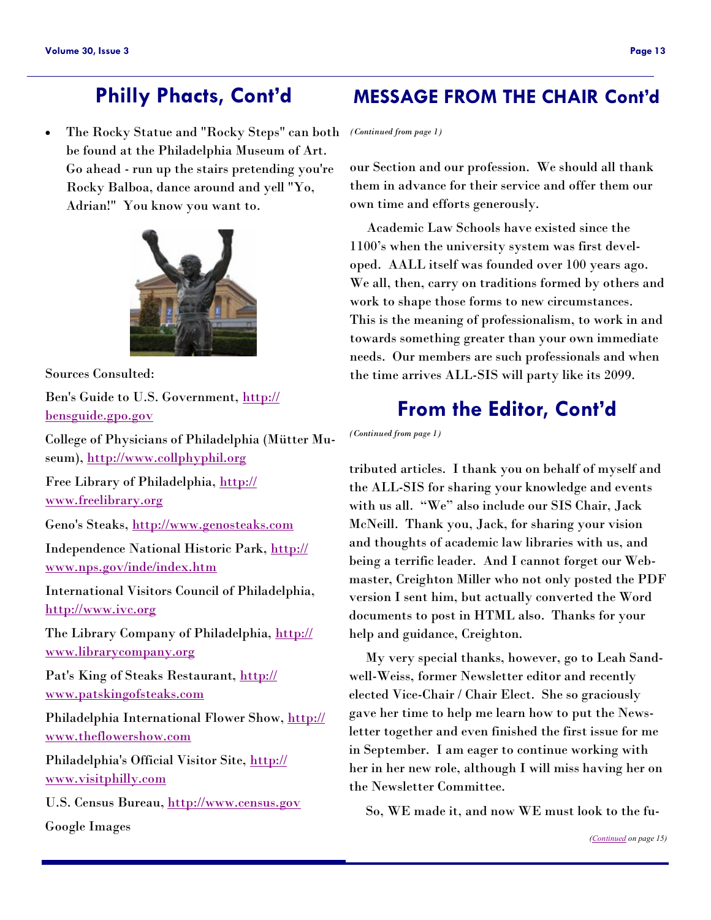## Philly Phacts, Cont'd

- The Rocky Statue and "Rocky Steps" can both be found at the Philadelphia Museum of Art. Go ahead - run up the stairs pretending you're Rocky Balboa, dance around and yell "Yo, Adrian!" You know you want to.

Sources Consulted:

Ben's Guide to U.S. Government, http://bensguide.gpo.gov

College of Physicians of Philadelphia (Mütter Museum), http://www.collphyphil.org

Free Library of Philadelphia, http://www.freelibrary.org

Geno's Steaks, http://www.genosteaks.com

Independence National Historic Park, http://www.nps.gov/inde/index.htm

International Visitors Council of Philadelphia, http://www.ivc.org

The Library Company of Philadelphia, http://www.librarycompany.org

Pat's King of Steaks Restaurant, http://www.patskingofsteaks.com

Philadelphia International Flower Show, http://www.theflowershow.com

Philadelphia's Official Visitor Site, http://www.visitphilly.com

U.S. Census Bureau, http://www.census.gov

Google Images

## MESSAGE FROM THE CHAIR Cont'd

*(Continued from page 1)*

our Section and our profession. We should all thank them in advance for their service and offer them our own time and efforts generously.

Academic Law Schools have existed since the 1100's when the university system was first developed. AALL itself was founded over 100 years ago. We all, then, carry on traditions formed by others and work to shape those forms to new circumstances. This is the meaning of professionalism, to work in and towards something greater than your own immediate needs. Our members are such professionals and when the time arrives ALL-SIS will party like its 2099.

## From the Editor, Cont'd

*(Continued from page 1)*

tributed articles. I thank you on behalf of myself and the ALL-SIS for sharing your knowledge and events with us all. "We" also include our SIS Chair, Jack McNeill. Thank you, Jack, for sharing your vision and thoughts of academic law libraries with us, and being a terrific leader. And I cannot forget our Webmaster, Creighton Miller who not only posted the PDF version I sent him, but actually converted the Word documents to post in HTML also. Thanks for your help and guidance, Creighton.

My very special thanks, however, go to Leah Sandwell-Weiss, former Newsletter editor and recently elected Vice-Chair / Chair Elect. She so graciously gave her time to help me learn how to put the Newsletter together and even finished the first issue for me in September. I am eager to continue working with her in her new role, although I will miss having her on the Newsletter Committee.

So, WE made it, and now WE must look to the fu-

*(Continued on page 15)*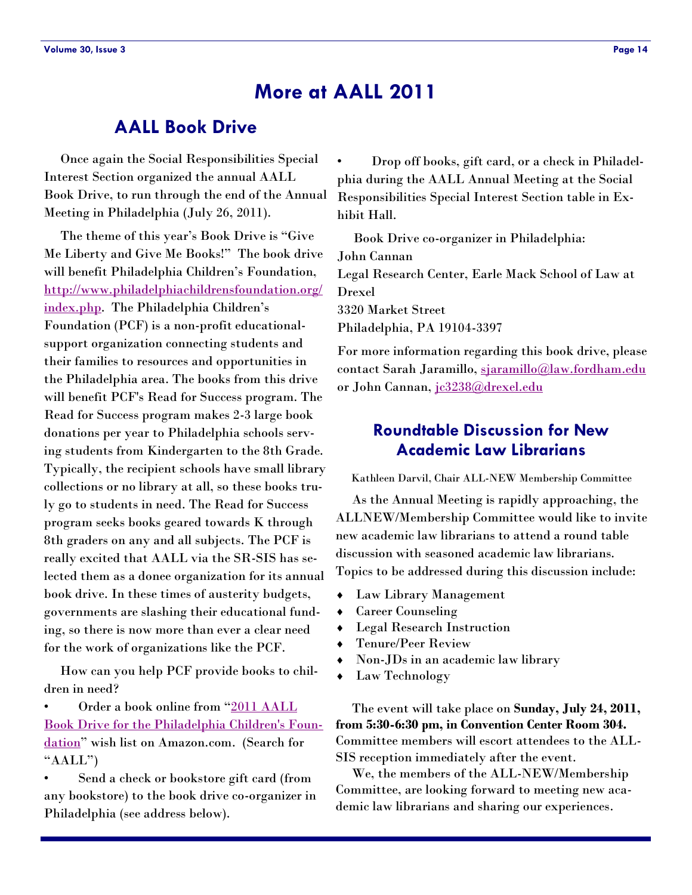# More at AALL 2011

## AALL Book Drive

Once again the Social Responsibilities Special Interest Section organized the annual AALL Book Drive, to run through the end of the Annual Meeting in Philadelphia (July 26, 2011).

The theme of this year's Book Drive is "Give Me Liberty and Give Me Books!" The book drive will benefit Philadelphia Children's Foundation, http://www.philadelphiachildrensfoundation.org/index.php. The Philadelphia Children's Foundation (PCF) is a non-profit educational-support organization connecting students and their families to resources and opportunities in the Philadelphia area. The books from this drive will benefit PCF's Read for Success program. The Read for Success program makes 2-3 large book donations per year to Philadelphia schools serving students from Kindergarten to the 8th Grade. Typically, the recipient schools have small library collections or no library at all, so these books truly go to students in need. The Read for Success program seeks books geared towards K through 8th graders on any and all subjects. The PCF is really excited that AALL via the SR-SIS has selected them as a donee organization for its annual book drive. In these times of austerity budgets, governments are slashing their educational funding, so there is now more than ever a clear need for the work of organizations like the PCF.

How can you help PCF provide books to children in need?

- Order a book online from "2011 AALL Book Drive for the Philadelphia Children's Foundation" wish list on Amazon.com. (Search for "AALL")
- Send a check or bookstore gift card (from any bookstore) to the book drive co-organizer in Philadelphia (see address below).
- Drop off books, gift card, or a check in Philadelphia during the AALL Annual Meeting at the Social Responsibilities Special Interest Section table in Exhibit Hall.

Book Drive co-organizer in Philadelphia:
John Cannan
Legal Research Center, Earle Mack School of Law at Drexel
3320 Market Street
Philadelphia, PA 19104-3397

For more information regarding this book drive, please contact Sarah Jaramillo, sjaramillo@law.fordham.edu or John Cannan, jc3238@drexel.edu

## Roundtable Discussion for New Academic Law Librarians

Kathleen Darvil, Chair ALL-NEW Membership Committee

As the Annual Meeting is rapidly approaching, the ALLNEW/Membership Committee would like to invite new academic law librarians to attend a round table discussion with seasoned academic law librarians. Topics to be addressed during this discussion include:

- Law Library Management
- Career Counseling
- Legal Research Instruction
- Tenure/Peer Review
- Non-JDs in an academic law library
- Law Technology

The event will take place on **Sunday, July 24, 2011, from 5:30-6:30 pm, in Convention Center Room 304.** Committee members will escort attendees to the ALL-SIS reception immediately after the event.

We, the members of the ALL-NEW/Membership Committee, are looking forward to meeting new academic law librarians and sharing our experiences.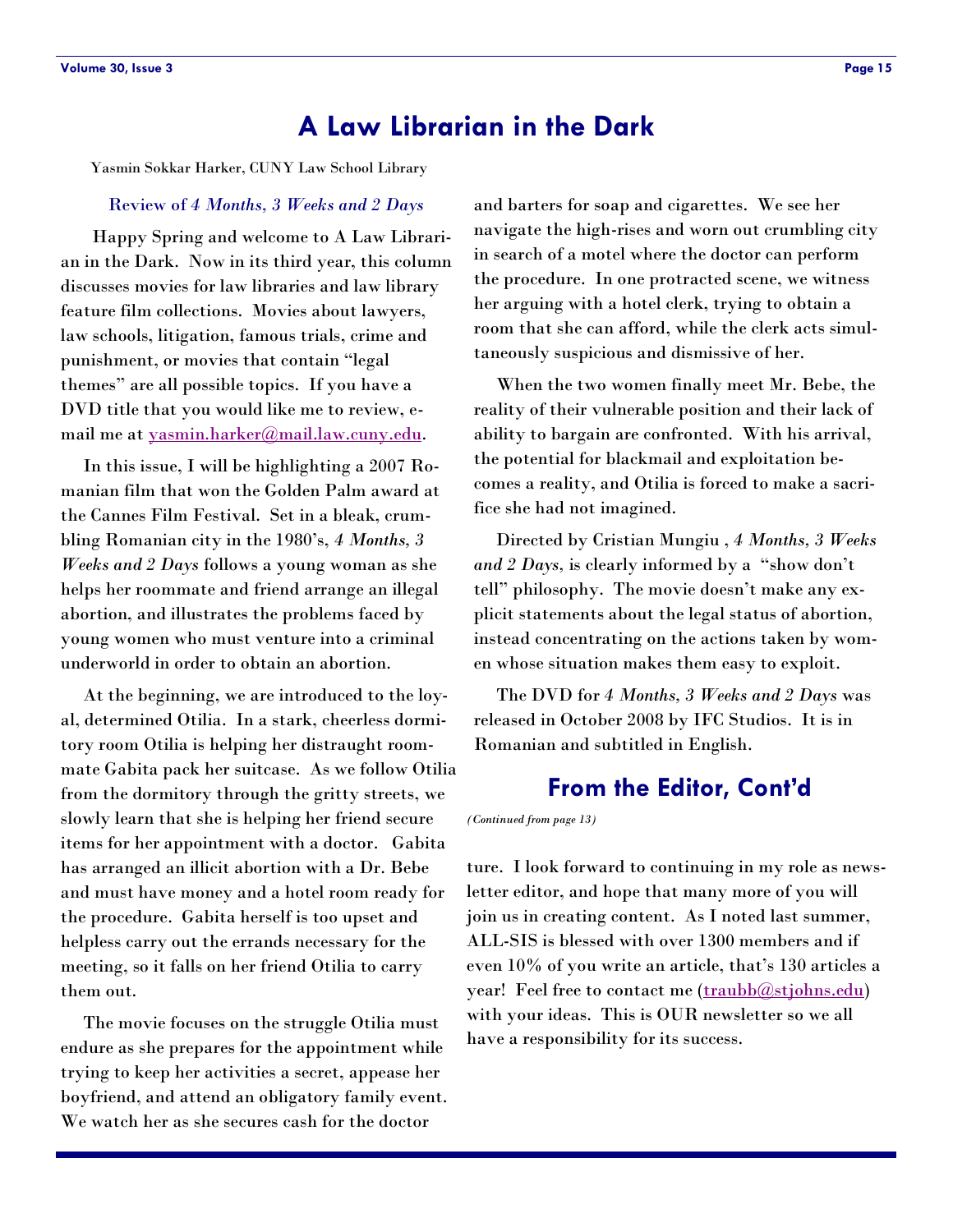# A Law Librarian in the Dark

Yasmin Sokkar Harker, CUNY Law School Library

### Review of *4 Months, 3 Weeks and 2 Days*

Happy Spring and welcome to A Law Librarian in the Dark. Now in its third year, this column discusses movies for law libraries and law library feature film collections. Movies about lawyers, law schools, litigation, famous trials, crime and punishment, or movies that contain "legal themes" are all possible topics. If you have a DVD title that you would like me to review, e-mail me at yasmin.harker@mail.law.cuny.edu.

In this issue, I will be highlighting a 2007 Romanian film that won the Golden Palm award at the Cannes Film Festival. Set in a bleak, crumbling Romanian city in the 1980's, *4 Months, 3 Weeks and 2 Days* follows a young woman as she helps her roommate and friend arrange an illegal abortion, and illustrates the problems faced by young women who must venture into a criminal underworld in order to obtain an abortion.

At the beginning, we are introduced to the loyal, determined Otilia. In a stark, cheerless dormitory room Otilia is helping her distraught roommate Gabita pack her suitcase. As we follow Otilia from the dormitory through the gritty streets, we slowly learn that she is helping her friend secure items for her appointment with a doctor. Gabita has arranged an illicit abortion with a Dr. Bebe and must have money and a hotel room ready for the procedure. Gabita herself is too upset and helpless carry out the errands necessary for the meeting, so it falls on her friend Otilia to carry them out.

The movie focuses on the struggle Otilia must endure as she prepares for the appointment while trying to keep her activities a secret, appease her boyfriend, and attend an obligatory family event. We watch her as she secures cash for the doctor and barters for soap and cigarettes. We see her navigate the high-rises and worn out crumbling city in search of a motel where the doctor can perform the procedure. In one protracted scene, we witness her arguing with a hotel clerk, trying to obtain a room that she can afford, while the clerk acts simultaneously suspicious and dismissive of her.

When the two women finally meet Mr. Bebe, the reality of their vulnerable position and their lack of ability to bargain are confronted. With his arrival, the potential for blackmail and exploitation becomes a reality, and Otilia is forced to make a sacrifice she had not imagined.

Directed by Cristian Mungiu , *4 Months, 3 Weeks and 2 Days*, is clearly informed by a "show don't tell" philosophy. The movie doesn't make any explicit statements about the legal status of abortion, instead concentrating on the actions taken by women whose situation makes them easy to exploit.

The DVD for *4 Months, 3 Weeks and 2 Days* was released in October 2008 by IFC Studios. It is in Romanian and subtitled in English.

# From the Editor, Cont'd

*(Continued from page 13)*

ture. I look forward to continuing in my role as newsletter editor, and hope that many more of you will join us in creating content. As I noted last summer, ALL-SIS is blessed with over 1300 members and if even 10% of you write an article, that's 130 articles a year! Feel free to contact me (traubb@stjohns.edu) with your ideas. This is OUR newsletter so we all have a responsibility for its success.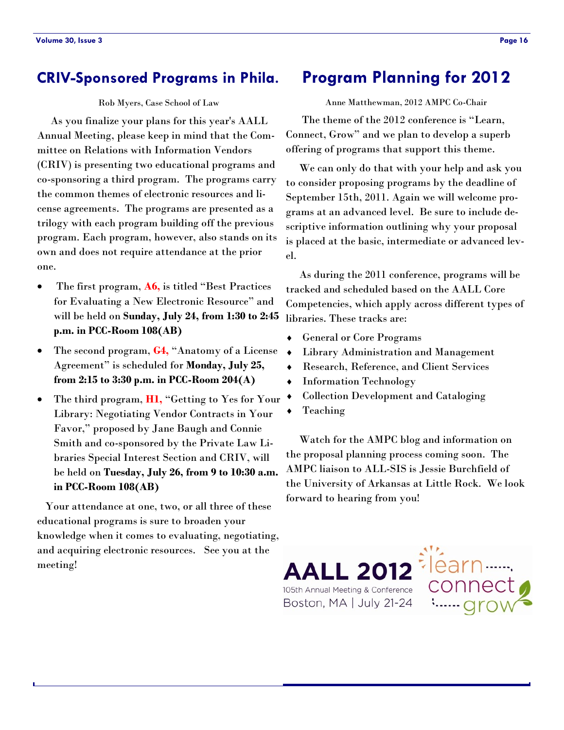## CRIV-Sponsored Programs in Phila.

Rob Myers, Case School of Law

As you finalize your plans for this year's AALL Annual Meeting, please keep in mind that the Committee on Relations with Information Vendors (CRIV) is presenting two educational programs and co-sponsoring a third program. The programs carry the common themes of electronic resources and license agreements. The programs are presented as a trilogy with each program building off the previous program. Each program, however, also stands on its own and does not require attendance at the prior one.

- The first program, **A6,** is titled "Best Practices for Evaluating a New Electronic Resource" and will be held on **Sunday, July 24, from 1:30 to 2:45 p.m. in PCC-Room 108(AB)**
- The second program, **G4,** "Anatomy of a License Agreement" is scheduled for **Monday, July 25, from 2:15 to 3:30 p.m. in PCC-Room 204(A)**
- The third program, **H1,** "Getting to Yes for Your Library: Negotiating Vendor Contracts in Your Favor," proposed by Jane Baugh and Connie Smith and co-sponsored by the Private Law Libraries Special Interest Section and CRIV, will be held on **Tuesday, July 26, from 9 to 10:30 a.m. in PCC-Room 108(AB)**

Your attendance at one, two, or all three of these educational programs is sure to broaden your knowledge when it comes to evaluating, negotiating, and acquiring electronic resources. See you at the meeting!

## Program Planning for 2012

Anne Matthewman, 2012 AMPC Co-Chair

The theme of the 2012 conference is "Learn, Connect, Grow" and we plan to develop a superb offering of programs that support this theme.

We can only do that with your help and ask you to consider proposing programs by the deadline of September 15th, 2011. Again we will welcome programs at an advanced level. Be sure to include descriptive information outlining why your proposal is placed at the basic, intermediate or advanced level.

As during the 2011 conference, programs will be tracked and scheduled based on the AALL Core Competencies, which apply across different types of libraries. These tracks are:

- General or Core Programs
- Library Administration and Management
- Research, Reference, and Client Services
- Information Technology
- Collection Development and Cataloging
- Teaching

Watch for the AMPC blog and information on the proposal planning process coming soon. The AMPC liaison to ALL-SIS is Jessie Burchfield of the University of Arkansas at Little Rock. We look forward to hearing from you!

AALL 2012
105th Annual Meeting & Conference
Boston, MA | July 21-24
learn connect grow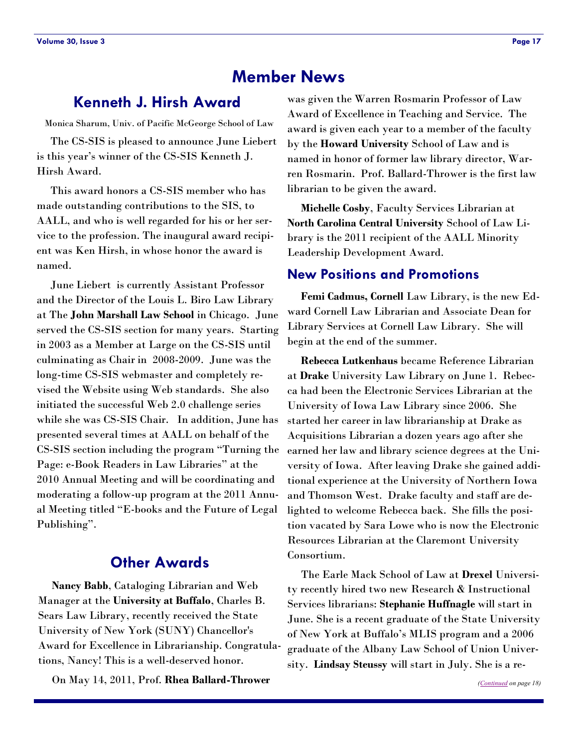# Member News

## Kenneth J. Hirsh Award

Monica Sharum, Univ. of Pacific McGeorge School of Law

The CS-SIS is pleased to announce June Liebert is this year's winner of the CS-SIS Kenneth J. Hirsh Award.

This award honors a CS-SIS member who has made outstanding contributions to the SIS, to AALL, and who is well regarded for his or her service to the profession. The inaugural award recipient was Ken Hirsh, in whose honor the award is named.

June Liebert is currently Assistant Professor and the Director of the Louis L. Biro Law Library at The **John Marshall Law School** in Chicago. June served the CS-SIS section for many years. Starting in 2003 as a Member at Large on the CS-SIS until culminating as Chair in 2008-2009. June was the long-time CS-SIS webmaster and completely revised the Website using Web standards. She also initiated the successful Web 2.0 challenge series while she was CS-SIS Chair. In addition, June has presented several times at AALL on behalf of the CS-SIS section including the program "Turning the Page: e-Book Readers in Law Libraries" at the 2010 Annual Meeting and will be coordinating and moderating a follow-up program at the 2011 Annual Meeting titled "E-books and the Future of Legal Publishing".

## Other Awards

**Nancy Babb**, Cataloging Librarian and Web Manager at the **University at Buffalo**, Charles B. Sears Law Library, recently received the State University of New York (SUNY) Chancellor's Award for Excellence in Librarianship. Congratulations, Nancy! This is a well-deserved honor.

On May 14, 2011, Prof. **Rhea Ballard-Thrower** was given the Warren Rosmarin Professor of Law Award of Excellence in Teaching and Service. The award is given each year to a member of the faculty by the **Howard University** School of Law and is named in honor of former law library director, Warren Rosmarin. Prof. Ballard-Thrower is the first law librarian to be given the award.

**Michelle Cosby**, Faculty Services Librarian at **North Carolina Central University** School of Law Library is the 2011 recipient of the AALL Minority Leadership Development Award.

### New Positions and Promotions

**Femi Cadmus, Cornell** Law Library, is the new Edward Cornell Law Librarian and Associate Dean for Library Services at Cornell Law Library. She will begin at the end of the summer.

**Rebecca Lutkenhaus** became Reference Librarian at **Drake** University Law Library on June 1. Rebecca had been the Electronic Services Librarian at the University of Iowa Law Library since 2006. She started her career in law librarianship at Drake as Acquisitions Librarian a dozen years ago after she earned her law and library science degrees at the University of Iowa. After leaving Drake she gained additional experience at the University of Northern Iowa and Thomson West. Drake faculty and staff are delighted to welcome Rebecca back. She fills the position vacated by Sara Lowe who is now the Electronic Resources Librarian at the Claremont University Consortium.

The Earle Mack School of Law at **Drexel** University recently hired two new Research & Instructional Services librarians: **Stephanie Huffnagle** will start in June. She is a recent graduate of the State University of New York at Buffalo's MLIS program and a 2006 graduate of the Albany Law School of Union University. **Lindsay Steussy** will start in July. She is a re-

*(Continued on page 18)*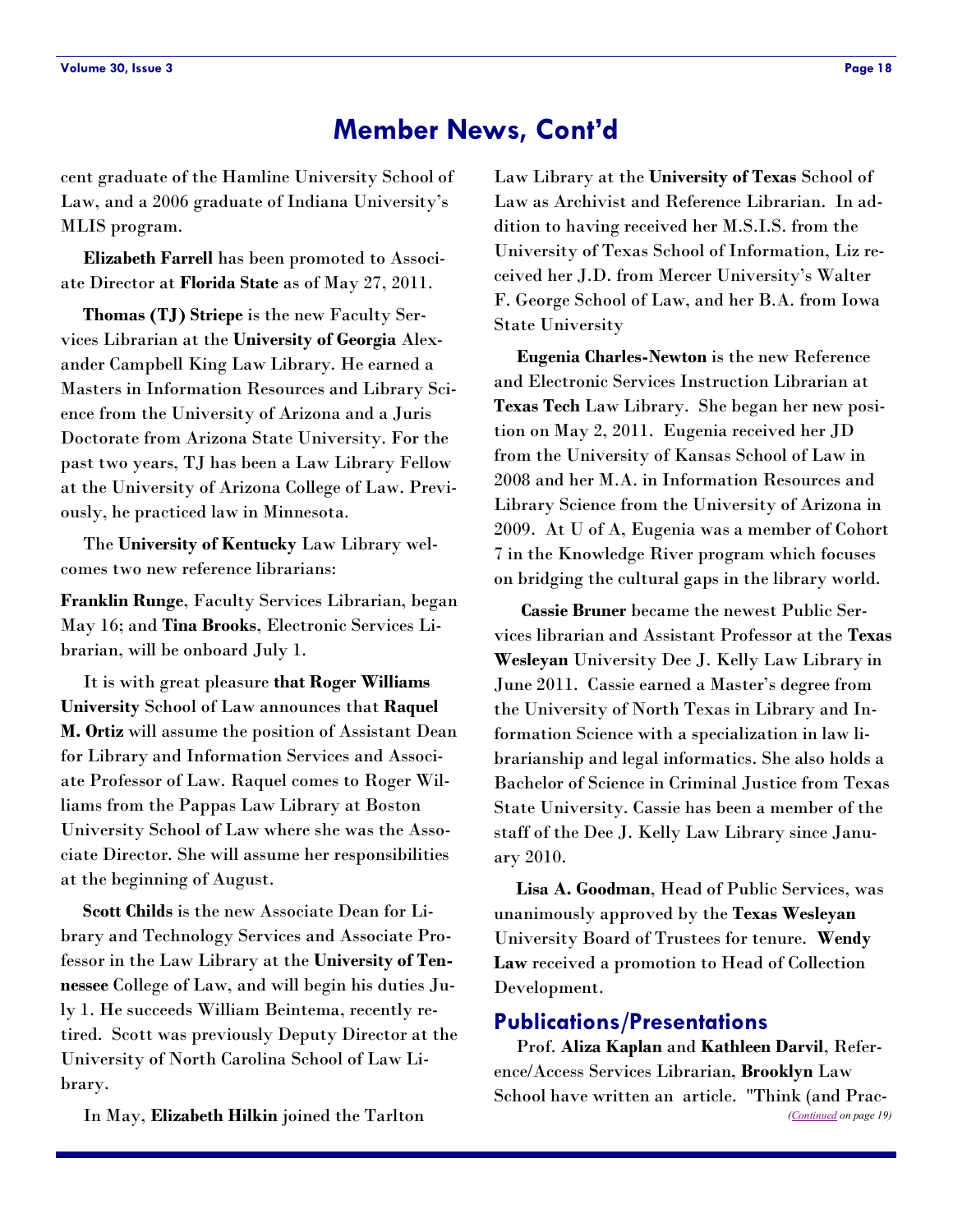## Member News, Cont'd

cent graduate of the Hamline University School of Law, and a 2006 graduate of Indiana University's MLIS program.

**Elizabeth Farrell** has been promoted to Associate Director at **Florida State** as of May 27, 2011.

**Thomas (TJ) Striepe** is the new Faculty Services Librarian at the **University of Georgia** Alexander Campbell King Law Library. He earned a Masters in Information Resources and Library Science from the University of Arizona and a Juris Doctorate from Arizona State University. For the past two years, TJ has been a Law Library Fellow at the University of Arizona College of Law. Previously, he practiced law in Minnesota.

The **University of Kentucky** Law Library welcomes two new reference librarians:

**Franklin Runge**, Faculty Services Librarian, began May 16; and **Tina Brooks**, Electronic Services Librarian, will be onboard July 1.

It is with great pleasure **that Roger Williams University** School of Law announces that **Raquel M. Ortiz** will assume the position of Assistant Dean for Library and Information Services and Associate Professor of Law. Raquel comes to Roger Williams from the Pappas Law Library at Boston University School of Law where she was the Associate Director. She will assume her responsibilities at the beginning of August.

**Scott Childs** is the new Associate Dean for Library and Technology Services and Associate Professor in the Law Library at the **University of Tennessee** College of Law, and will begin his duties July 1. He succeeds William Beintema, recently retired. Scott was previously Deputy Director at the University of North Carolina School of Law Library.

In May, **Elizabeth Hilkin** joined the Tarlton Law Library at the **University of Texas** School of Law as Archivist and Reference Librarian. In addition to having received her M.S.I.S. from the University of Texas School of Information, Liz received her J.D. from Mercer University's Walter F. George School of Law, and her B.A. from Iowa State University

**Eugenia Charles-Newton** is the new Reference and Electronic Services Instruction Librarian at **Texas Tech** Law Library. She began her new position on May 2, 2011. Eugenia received her JD from the University of Kansas School of Law in 2008 and her M.A. in Information Resources and Library Science from the University of Arizona in 2009. At U of A, Eugenia was a member of Cohort 7 in the Knowledge River program which focuses on bridging the cultural gaps in the library world.

**Cassie Bruner** became the newest Public Services librarian and Assistant Professor at the **Texas Wesleyan** University Dee J. Kelly Law Library in June 2011. Cassie earned a Master's degree from the University of North Texas in Library and Information Science with a specialization in law librarianship and legal informatics. She also holds a Bachelor of Science in Criminal Justice from Texas State University. Cassie has been a member of the staff of the Dee J. Kelly Law Library since January 2010.

**Lisa A. Goodman**, Head of Public Services, was unanimously approved by the **Texas Wesleyan** University Board of Trustees for tenure. **Wendy Law** received a promotion to Head of Collection Development.

### Publications/Presentations

Prof. **Aliza Kaplan** and **Kathleen Darvil**, Reference/Access Services Librarian, **Brooklyn** Law School have written an article. "Think (and Prac-

*(Continued on page 19)*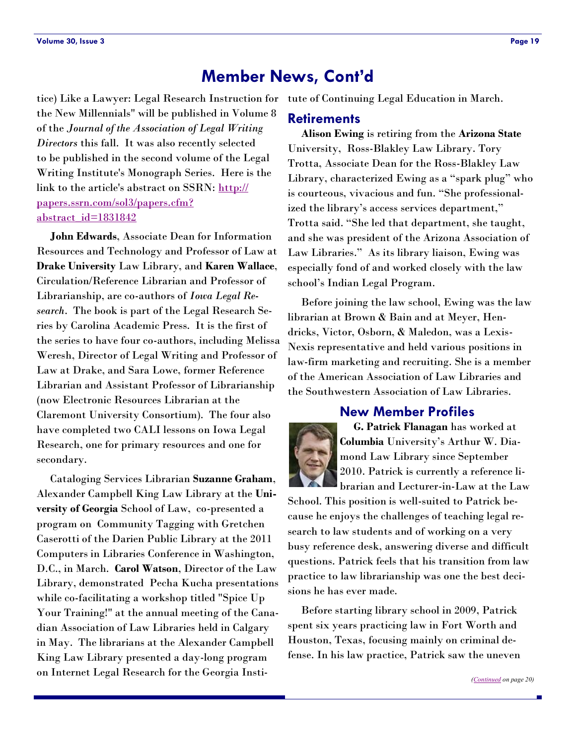## Member News, Cont'd

tice) Like a Lawyer: Legal Research Instruction for the New Millennials" will be published in Volume 8 of the *Journal of the Association of Legal Writing Directors* this fall. It was also recently selected to be published in the second volume of the Legal Writing Institute's Monograph Series. Here is the link to the article's abstract on SSRN: http://papers.ssrn.com/sol3/papers.cfm?abstract_id=1831842

**John Edwards**, Associate Dean for Information Resources and Technology and Professor of Law at **Drake University** Law Library, and **Karen Wallace**, Circulation/Reference Librarian and Professor of Librarianship, are co-authors of *Iowa Legal Research*. The book is part of the Legal Research Series by Carolina Academic Press. It is the first of the series to have four co-authors, including Melissa Weresh, Director of Legal Writing and Professor of Law at Drake, and Sara Lowe, former Reference Librarian and Assistant Professor of Librarianship (now Electronic Resources Librarian at the Claremont University Consortium). The four also have completed two CALI lessons on Iowa Legal Research, one for primary resources and one for secondary.

Cataloging Services Librarian **Suzanne Graham**, Alexander Campbell King Law Library at the **University of Georgia** School of Law, co-presented a program on Community Tagging with Gretchen Caserotti of the Darien Public Library at the 2011 Computers in Libraries Conference in Washington, D.C., in March. **Carol Watson**, Director of the Law Library, demonstrated Pecha Kucha presentations while co-facilitating a workshop titled "Spice Up Your Training!" at the annual meeting of the Canadian Association of Law Libraries held in Calgary in May. The librarians at the Alexander Campbell King Law Library presented a day-long program on Internet Legal Research for the Georgia Institute of Continuing Legal Education in March.

### Retirements

**Alison Ewing** is retiring from the **Arizona State** University, Ross-Blakley Law Library. Tory Trotta, Associate Dean for the Ross-Blakley Law Library, characterized Ewing as a "spark plug" who is courteous, vivacious and fun. "She professionalized the library's access services department," Trotta said. "She led that department, she taught, and she was president of the Arizona Association of Law Libraries." As its library liaison, Ewing was especially fond of and worked closely with the law school's Indian Legal Program.

Before joining the law school, Ewing was the law librarian at Brown & Bain and at Meyer, Hendricks, Victor, Osborn, & Maledon, was a LexisNexis representative and held various positions in law-firm marketing and recruiting. She is a member of the American Association of Law Libraries and the Southwestern Association of Law Libraries.

### New Member Profiles

**G. Patrick Flanagan** has worked at **Columbia** University's Arthur W. Diamond Law Library since September 2010. Patrick is currently a reference librarian and Lecturer-in-Law at the Law School. This position is well-suited to Patrick because he enjoys the challenges of teaching legal research to law students and of working on a very busy reference desk, answering diverse and difficult questions. Patrick feels that his transition from law practice to law librarianship was one the best decisions he has ever made.

Before starting library school in 2009, Patrick spent six years practicing law in Fort Worth and Houston, Texas, focusing mainly on criminal defense. In his law practice, Patrick saw the uneven

*(Continued on page 20)*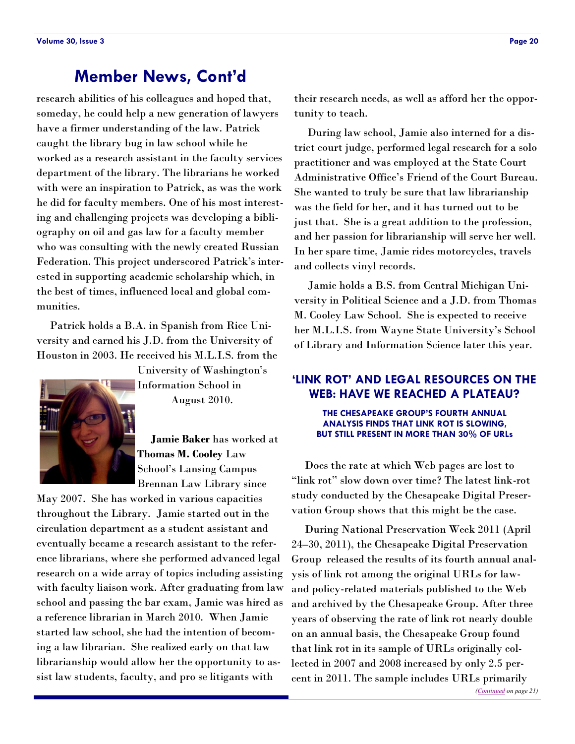## Member News, Cont'd

research abilities of his colleagues and hoped that, someday, he could help a new generation of lawyers have a firmer understanding of the law. Patrick caught the library bug in law school while he worked as a research assistant in the faculty services department of the library. The librarians he worked with were an inspiration to Patrick, as was the work he did for faculty members. One of his most interesting and challenging projects was developing a bibliography on oil and gas law for a faculty member who was consulting with the newly created Russian Federation. This project underscored Patrick's interested in supporting academic scholarship which, in the best of times, influenced local and global communities.

Patrick holds a B.A. in Spanish from Rice University and earned his J.D. from the University of Houston in 2003. He received his M.L.I.S. from the University of Washington's Information School in August 2010.

**Jamie Baker** has worked at **Thomas M. Cooley** Law School's Lansing Campus Brennan Law Library since May 2007. She has worked in various capacities throughout the Library. Jamie started out in the circulation department as a student assistant and eventually became a research assistant to the reference librarians, where she performed advanced legal research on a wide array of topics including assisting with faculty liaison work. After graduating from law school and passing the bar exam, Jamie was hired as a reference librarian in March 2010. When Jamie started law school, she had the intention of becoming a law librarian. She realized early on that law librarianship would allow her the opportunity to assist law students, faculty, and pro se litigants with their research needs, as well as afford her the opportunity to teach.

During law school, Jamie also interned for a district court judge, performed legal research for a solo practitioner and was employed at the State Court Administrative Office's Friend of the Court Bureau. She wanted to truly be sure that law librarianship was the field for her, and it has turned out to be just that. She is a great addition to the profession, and her passion for librarianship will serve her well. In her spare time, Jamie rides motorcycles, travels and collects vinyl records.

Jamie holds a B.S. from Central Michigan University in Political Science and a J.D. from Thomas M. Cooley Law School. She is expected to receive her M.L.I.S. from Wayne State University's School of Library and Information Science later this year.

## 'LINK ROT' AND LEGAL RESOURCES ON THE WEB: HAVE WE REACHED A PLATEAU?

### THE CHESAPEAKE GROUP'S FOURTH ANNUAL ANALYSIS FINDS THAT LINK ROT IS SLOWING, BUT STILL PRESENT IN MORE THAN 30% OF URLs

Does the rate at which Web pages are lost to "link rot" slow down over time? The latest link-rot study conducted by the Chesapeake Digital Preservation Group shows that this might be the case.

During National Preservation Week 2011 (April 24–30, 2011), the Chesapeake Digital Preservation Group released the results of its fourth annual analysis of link rot among the original URLs for law- and policy-related materials published to the Web and archived by the Chesapeake Group. After three years of observing the rate of link rot nearly double on an annual basis, the Chesapeake Group found that link rot in its sample of URLs originally collected in 2007 and 2008 increased by only 2.5 percent in 2011. The sample includes URLs primarily

*(Continued on page 21)*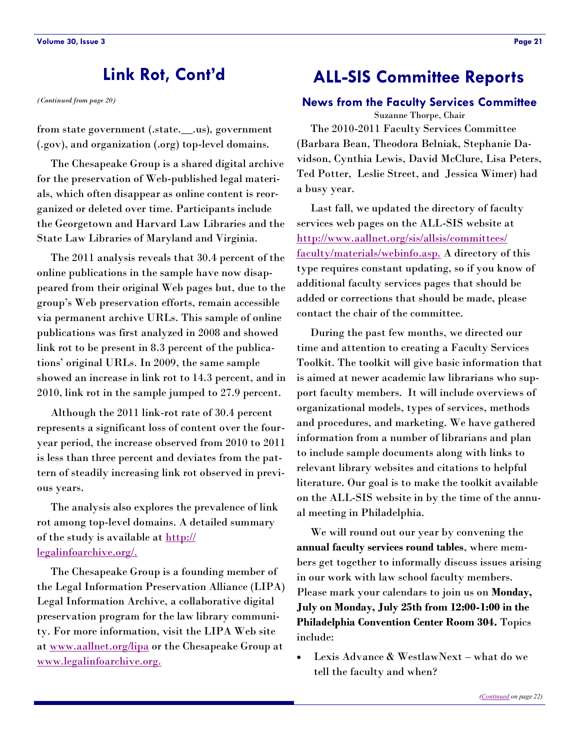## Link Rot, Cont'd

*(Continued from page 20)*

from state government (.state.__.us), government (.gov), and organization (.org) top-level domains.

The Chesapeake Group is a shared digital archive for the preservation of Web-published legal materials, which often disappear as online content is reorganized or deleted over time. Participants include the Georgetown and Harvard Law Libraries and the State Law Libraries of Maryland and Virginia.

The 2011 analysis reveals that 30.4 percent of the online publications in the sample have now disappeared from their original Web pages but, due to the group's Web preservation efforts, remain accessible via permanent archive URLs. This sample of online publications was first analyzed in 2008 and showed link rot to be present in 8.3 percent of the publications' original URLs. In 2009, the same sample showed an increase in link rot to 14.3 percent, and in 2010, link rot in the sample jumped to 27.9 percent.

Although the 2011 link-rot rate of 30.4 percent represents a significant loss of content over the four-year period, the increase observed from 2010 to 2011 is less than three percent and deviates from the pattern of steadily increasing link rot observed in previous years.

The analysis also explores the prevalence of link rot among top-level domains. A detailed summary of the study is available at http://legalinfoarchive.org/.

The Chesapeake Group is a founding member of the Legal Information Preservation Alliance (LIPA) Legal Information Archive, a collaborative digital preservation program for the law library community. For more information, visit the LIPA Web site at www.aallnet.org/lipa or the Chesapeake Group at www.legalinfoarchive.org.

## ALL-SIS Committee Reports

### News from the Faculty Services Committee

Suzanne Thorpe, Chair

The 2010-2011 Faculty Services Committee (Barbara Bean, Theodora Belniak, Stephanie Davidson, Cynthia Lewis, David McClure, Lisa Peters, Ted Potter, Leslie Street, and Jessica Wimer) had a busy year.

Last fall, we updated the directory of faculty services web pages on the ALL-SIS website at http://www.aallnet.org/sis/allsis/committees/faculty/materials/webinfo.asp. A directory of this type requires constant updating, so if you know of additional faculty services pages that should be added or corrections that should be made, please contact the chair of the committee.

During the past few months, we directed our time and attention to creating a Faculty Services Toolkit. The toolkit will give basic information that is aimed at newer academic law librarians who support faculty members. It will include overviews of organizational models, types of services, methods and procedures, and marketing. We have gathered information from a number of librarians and plan to include sample documents along with links to relevant library websites and citations to helpful literature. Our goal is to make the toolkit available on the ALL-SIS website in by the time of the annual meeting in Philadelphia.

We will round out our year by convening the **annual faculty services round tables**, where members get together to informally discuss issues arising in our work with law school faculty members. Please mark your calendars to join us on **Monday, July on Monday, July 25th from 12:00-1:00 in the Philadelphia Convention Center Room 304.** Topics include:

- Lexis Advance & WestlawNext – what do we tell the faculty and when?

*(Continued on page 22)*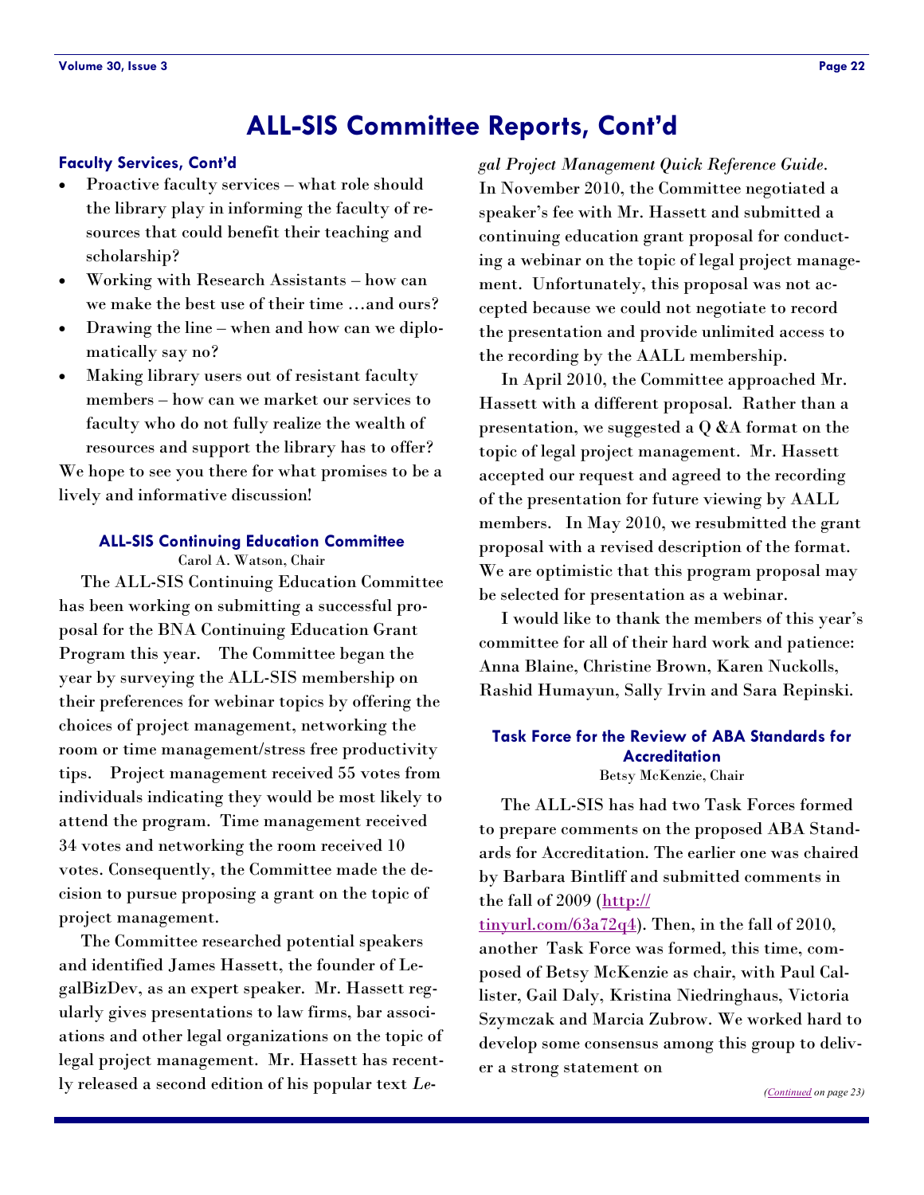# ALL-SIS Committee Reports, Cont'd

### Faculty Services, Cont'd

- Proactive faculty services – what role should the library play in informing the faculty of resources that could benefit their teaching and scholarship?
- Working with Research Assistants – how can we make the best use of their time …and ours?
- Drawing the line – when and how can we diplomatically say no?
- Making library users out of resistant faculty members – how can we market our services to faculty who do not fully realize the wealth of resources and support the library has to offer?

We hope to see you there for what promises to be a lively and informative discussion!

### ALL-SIS Continuing Education Committee

Carol A. Watson, Chair

The ALL-SIS Continuing Education Committee has been working on submitting a successful proposal for the BNA Continuing Education Grant Program this year. The Committee began the year by surveying the ALL-SIS membership on their preferences for webinar topics by offering the choices of project management, networking the room or time management/stress free productivity tips. Project management received 55 votes from individuals indicating they would be most likely to attend the program. Time management received 34 votes and networking the room received 10 votes. Consequently, the Committee made the decision to pursue proposing a grant on the topic of project management.

The Committee researched potential speakers and identified James Hassett, the founder of LegalBizDev, as an expert speaker. Mr. Hassett regularly gives presentations to law firms, bar associations and other legal organizations on the topic of legal project management. Mr. Hassett has recently released a second edition of his popular text *Legal Project Management Quick Reference Guide*. In November 2010, the Committee negotiated a speaker's fee with Mr. Hassett and submitted a continuing education grant proposal for conducting a webinar on the topic of legal project management. Unfortunately, this proposal was not accepted because we could not negotiate to record the presentation and provide unlimited access to the recording by the AALL membership.

In April 2010, the Committee approached Mr. Hassett with a different proposal. Rather than a presentation, we suggested a Q &A format on the topic of legal project management. Mr. Hassett accepted our request and agreed to the recording of the presentation for future viewing by AALL members. In May 2010, we resubmitted the grant proposal with a revised description of the format. We are optimistic that this program proposal may be selected for presentation as a webinar.

I would like to thank the members of this year's committee for all of their hard work and patience: Anna Blaine, Christine Brown, Karen Nuckolls, Rashid Humayun, Sally Irvin and Sara Repinski.

### Task Force for the Review of ABA Standards for Accreditation

Betsy McKenzie, Chair

The ALL-SIS has had two Task Forces formed to prepare comments on the proposed ABA Standards for Accreditation. The earlier one was chaired by Barbara Bintliff and submitted comments in the fall of 2009 (http://tinyurl.com/63a72q4). Then, in the fall of 2010, another Task Force was formed, this time, composed of Betsy McKenzie as chair, with Paul Callister, Gail Daly, Kristina Niedringhaus, Victoria Szymczak and Marcia Zubrow. We worked hard to develop some consensus among this group to deliver a strong statement on

*(Continued on page 23)*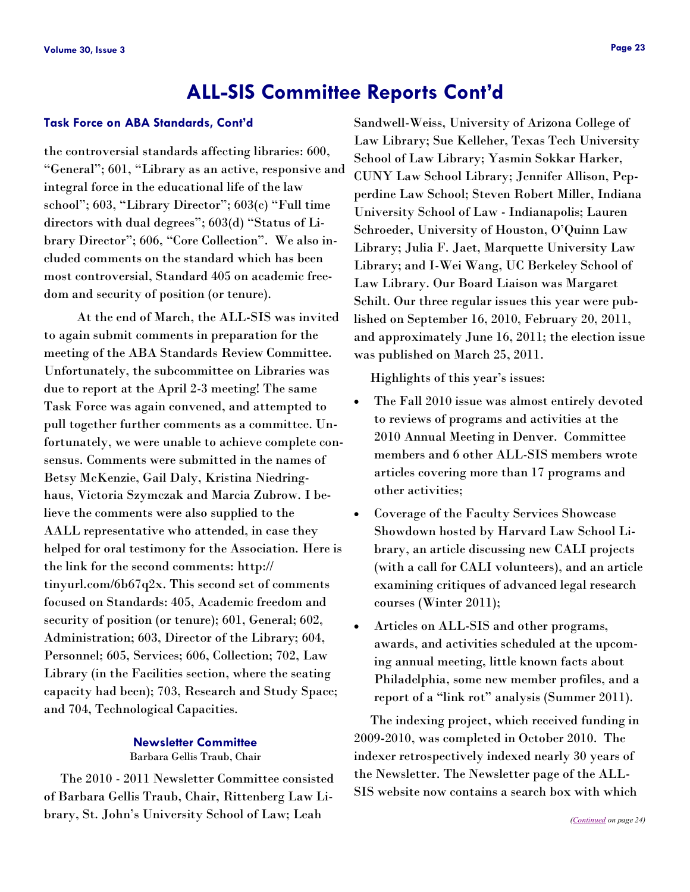# ALL-SIS Committee Reports Cont'd

### Task Force on ABA Standards, Cont'd

the controversial standards affecting libraries: 600, "General"; 601, "Library as an active, responsive and integral force in the educational life of the law school"; 603, "Library Director"; 603(c) "Full time directors with dual degrees"; 603(d) "Status of Library Director"; 606, "Core Collection". We also included comments on the standard which has been most controversial, Standard 405 on academic freedom and security of position (or tenure).

At the end of March, the ALL-SIS was invited to again submit comments in preparation for the meeting of the ABA Standards Review Committee. Unfortunately, the subcommittee on Libraries was due to report at the April 2-3 meeting! The same Task Force was again convened, and attempted to pull together further comments as a committee. Unfortunately, we were unable to achieve complete consensus. Comments were submitted in the names of Betsy McKenzie, Gail Daly, Kristina Niedringhaus, Victoria Szymczak and Marcia Zubrow. I believe the comments were also supplied to the AALL representative who attended, in case they helped for oral testimony for the Association. Here is the link for the second comments: http://tinyurl.com/6b67q2x. This second set of comments focused on Standards: 405, Academic freedom and security of position (or tenure); 601, General; 602, Administration; 603, Director of the Library; 604, Personnel; 605, Services; 606, Collection; 702, Law Library (in the Facilities section, where the seating capacity had been); 703, Research and Study Space; and 704, Technological Capacities.

### Newsletter Committee

Barbara Gellis Traub, Chair

The 2010 - 2011 Newsletter Committee consisted of Barbara Gellis Traub, Chair, Rittenberg Law Library, St. John's University School of Law; Leah Sandwell-Weiss, University of Arizona College of Law Library; Sue Kelleher, Texas Tech University School of Law Library; Yasmin Sokkar Harker, CUNY Law School Library; Jennifer Allison, Pepperdine Law School; Steven Robert Miller, Indiana University School of Law - Indianapolis; Lauren Schroeder, University of Houston, O'Quinn Law Library; Julia F. Jaet, Marquette University Law Library; and I-Wei Wang, UC Berkeley School of Law Library. Our Board Liaison was Margaret Schilt. Our three regular issues this year were published on September 16, 2010, February 20, 2011, and approximately June 16, 2011; the election issue was published on March 25, 2011.

Highlights of this year's issues:

- The Fall 2010 issue was almost entirely devoted to reviews of programs and activities at the 2010 Annual Meeting in Denver. Committee members and 6 other ALL-SIS members wrote articles covering more than 17 programs and other activities;
- Coverage of the Faculty Services Showcase Showdown hosted by Harvard Law School Library, an article discussing new CALI projects (with a call for CALI volunteers), and an article examining critiques of advanced legal research courses (Winter 2011);
- Articles on ALL-SIS and other programs, awards, and activities scheduled at the upcoming annual meeting, little known facts about Philadelphia, some new member profiles, and a report of a "link rot" analysis (Summer 2011).

The indexing project, which received funding in 2009-2010, was completed in October 2010. The indexer retrospectively indexed nearly 30 years of the Newsletter. The Newsletter page of the ALL-SIS website now contains a search box with which

*(Continued on page 24)*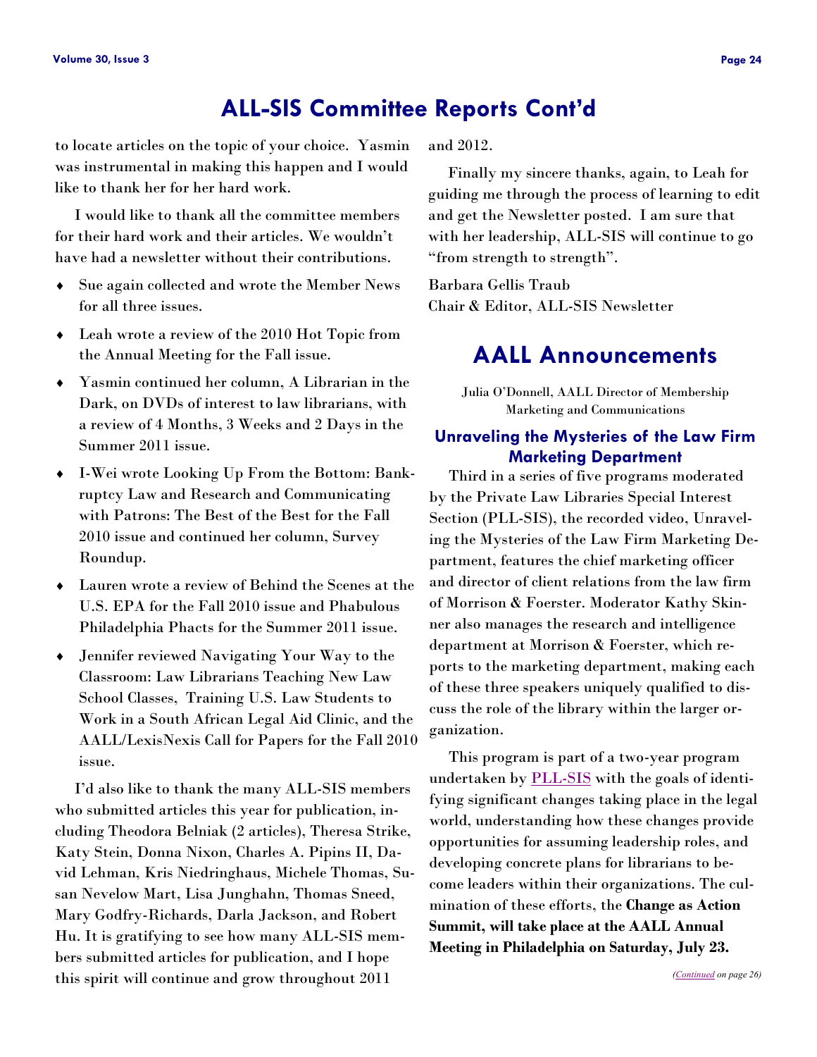# ALL-SIS Committee Reports Cont'd

to locate articles on the topic of your choice. Yasmin was instrumental in making this happen and I would like to thank her for her hard work.

I would like to thank all the committee members for their hard work and their articles. We wouldn't have had a newsletter without their contributions.

- Sue again collected and wrote the Member News for all three issues.
- Leah wrote a review of the 2010 Hot Topic from the Annual Meeting for the Fall issue.
- Yasmin continued her column, A Librarian in the Dark, on DVDs of interest to law librarians, with a review of 4 Months, 3 Weeks and 2 Days in the Summer 2011 issue.
- I-Wei wrote Looking Up From the Bottom: Bankruptcy Law and Research and Communicating with Patrons: The Best of the Best for the Fall 2010 issue and continued her column, Survey Roundup.
- Lauren wrote a review of Behind the Scenes at the U.S. EPA for the Fall 2010 issue and Phabulous Philadelphia Phacts for the Summer 2011 issue.
- Jennifer reviewed Navigating Your Way to the Classroom: Law Librarians Teaching New Law School Classes, Training U.S. Law Students to Work in a South African Legal Aid Clinic, and the AALL/LexisNexis Call for Papers for the Fall 2010 issue.

I'd also like to thank the many ALL-SIS members who submitted articles this year for publication, including Theodora Belniak (2 articles), Theresa Strike, Katy Stein, Donna Nixon, Charles A. Pipins II, David Lehman, Kris Niedringhaus, Michele Thomas, Susan Nevelow Mart, Lisa Junghahn, Thomas Sneed, Mary Godfry-Richards, Darla Jackson, and Robert Hu. It is gratifying to see how many ALL-SIS members submitted articles for publication, and I hope this spirit will continue and grow throughout 2011 and 2012.

Finally my sincere thanks, again, to Leah for guiding me through the process of learning to edit and get the Newsletter posted. I am sure that with her leadership, ALL-SIS will continue to go "from strength to strength".

Barbara Gellis Traub
Chair & Editor, ALL-SIS Newsletter

# AALL Announcements

Julia O'Donnell, AALL Director of Membership Marketing and Communications

## Unraveling the Mysteries of the Law Firm Marketing Department

Third in a series of five programs moderated by the Private Law Libraries Special Interest Section (PLL-SIS), the recorded video, Unraveling the Mysteries of the Law Firm Marketing Department, features the chief marketing officer and director of client relations from the law firm of Morrison & Foerster. Moderator Kathy Skinner also manages the research and intelligence department at Morrison & Foerster, which reports to the marketing department, making each of these three speakers uniquely qualified to discuss the role of the library within the larger organization.

This program is part of a two-year program undertaken by PLL-SIS with the goals of identifying significant changes taking place in the legal world, understanding how these changes provide opportunities for assuming leadership roles, and developing concrete plans for librarians to become leaders within their organizations. The culmination of these efforts, the **Change as Action Summit, will take place at the AALL Annual Meeting in Philadelphia on Saturday, July 23.**

*(Continued on page 26)*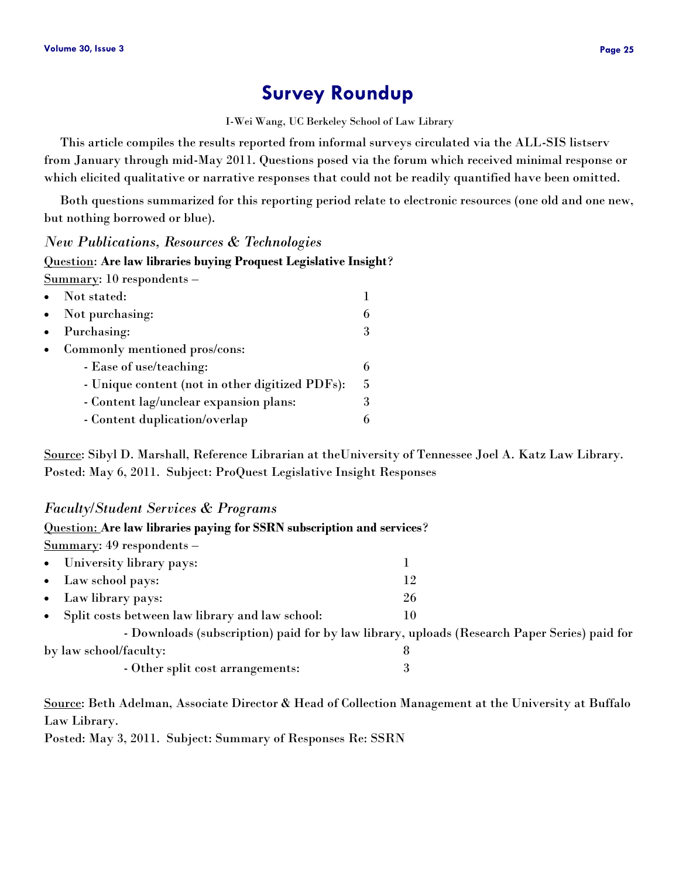# Survey Roundup

I-Wei Wang, UC Berkeley School of Law Library

This article compiles the results reported from informal surveys circulated via the ALL-SIS listserv from January through mid-May 2011. Questions posed via the forum which received minimal response or which elicited qualitative or narrative responses that could not be readily quantified have been omitted.

Both questions summarized for this reporting period relate to electronic resources (one old and one new, but nothing borrowed or blue).

### *New Publications, Resources & Technologies*

Question: **Are law libraries buying Proquest Legislative Insight**?

Summary: 10 respondents –

- Not stated: 1
- Not purchasing: 6
- Purchasing: 3
- Commonly mentioned pros/cons:
  - Ease of use/teaching: 6
  - Unique content (not in other digitized PDFs): 5
  - Content lag/unclear expansion plans: 3
  - Content duplication/overlap 6

Source: Sibyl D. Marshall, Reference Librarian at theUniversity of Tennessee Joel A. Katz Law Library. Posted: May 6, 2011. Subject: ProQuest Legislative Insight Responses

### *Faculty/Student Services & Programs*

Question: **Are law libraries paying for SSRN subscription and services**?

Summary: 49 respondents –

- University library pays: 1
- Law school pays: 12
- Law library pays: 26
- Split costs between law library and law school: 10
  - Downloads (subscription) paid for by law library, uploads (Research Paper Series) paid for by law school/faculty: 8
  - Other split cost arrangements: 3

Source: Beth Adelman, Associate Director & Head of Collection Management at the University at Buffalo Law Library.
Posted: May 3, 2011. Subject: Summary of Responses Re: SSRN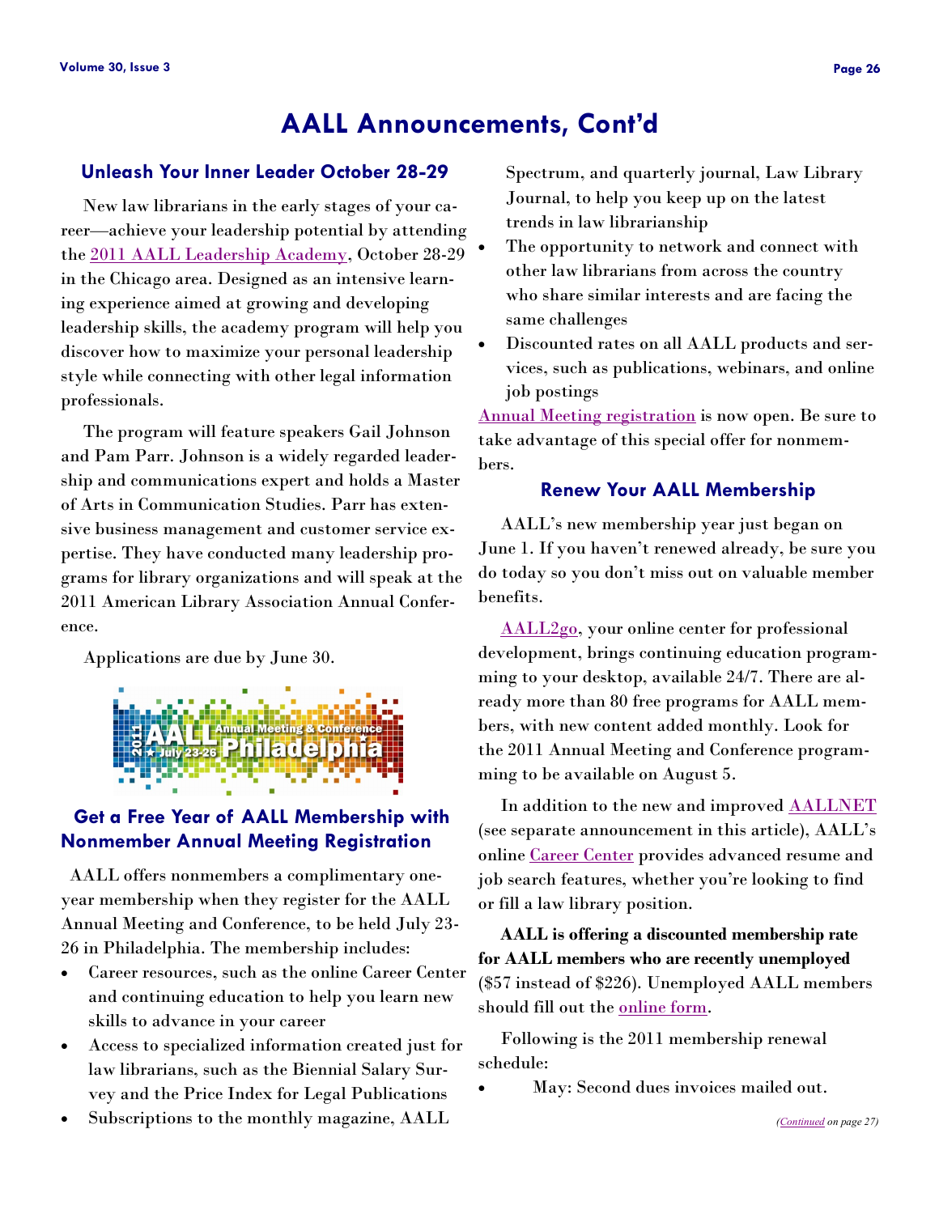# AALL Announcements, Cont'd

## Unleash Your Inner Leader October 28-29

New law librarians in the early stages of your career—achieve your leadership potential by attending the [2011 AALL Leadership Academy](), October 28-29 in the Chicago area. Designed as an intensive learning experience aimed at growing and developing leadership skills, the academy program will help you discover how to maximize your personal leadership style while connecting with other legal information professionals.

The program will feature speakers Gail Johnson and Pam Parr. Johnson is a widely regarded leadership and communications expert and holds a Master of Arts in Communication Studies. Parr has extensive business management and customer service expertise. They have conducted many leadership programs for library organizations and will speak at the 2011 American Library Association Annual Conference.

Applications are due by June 30.

## Get a Free Year of AALL Membership with Nonmember Annual Meeting Registration

AALL offers nonmembers a complimentary one-year membership when they register for the AALL Annual Meeting and Conference, to be held July 23-26 in Philadelphia. The membership includes:

- Career resources, such as the online Career Center and continuing education to help you learn new skills to advance in your career
- Access to specialized information created just for law librarians, such as the Biennial Salary Survey and the Price Index for Legal Publications
- Subscriptions to the monthly magazine, AALL Spectrum, and quarterly journal, Law Library Journal, to help you keep up on the latest trends in law librarianship
- The opportunity to network and connect with other law librarians from across the country who share similar interests and are facing the same challenges
- Discounted rates on all AALL products and services, such as publications, webinars, and online job postings

Annual Meeting registration is now open. Be sure to take advantage of this special offer for nonmembers.

## Renew Your AALL Membership

AALL's new membership year just began on June 1. If you haven't renewed already, be sure you do today so you don't miss out on valuable member benefits.

AALL2go, your online center for professional development, brings continuing education programming to your desktop, available 24/7. There are already more than 80 free programs for AALL members, with new content added monthly. Look for the 2011 Annual Meeting and Conference programming to be available on August 5.

In addition to the new and improved AALLNET (see separate announcement in this article), AALL's online Career Center provides advanced resume and job search features, whether you're looking to find or fill a law library position.

**AALL is offering a discounted membership rate for AALL members who are recently unemployed** ($57 instead of $226). Unemployed AALL members should fill out the online form.

Following is the 2011 membership renewal schedule:

- May: Second dues invoices mailed out.

*(Continued on page 27)*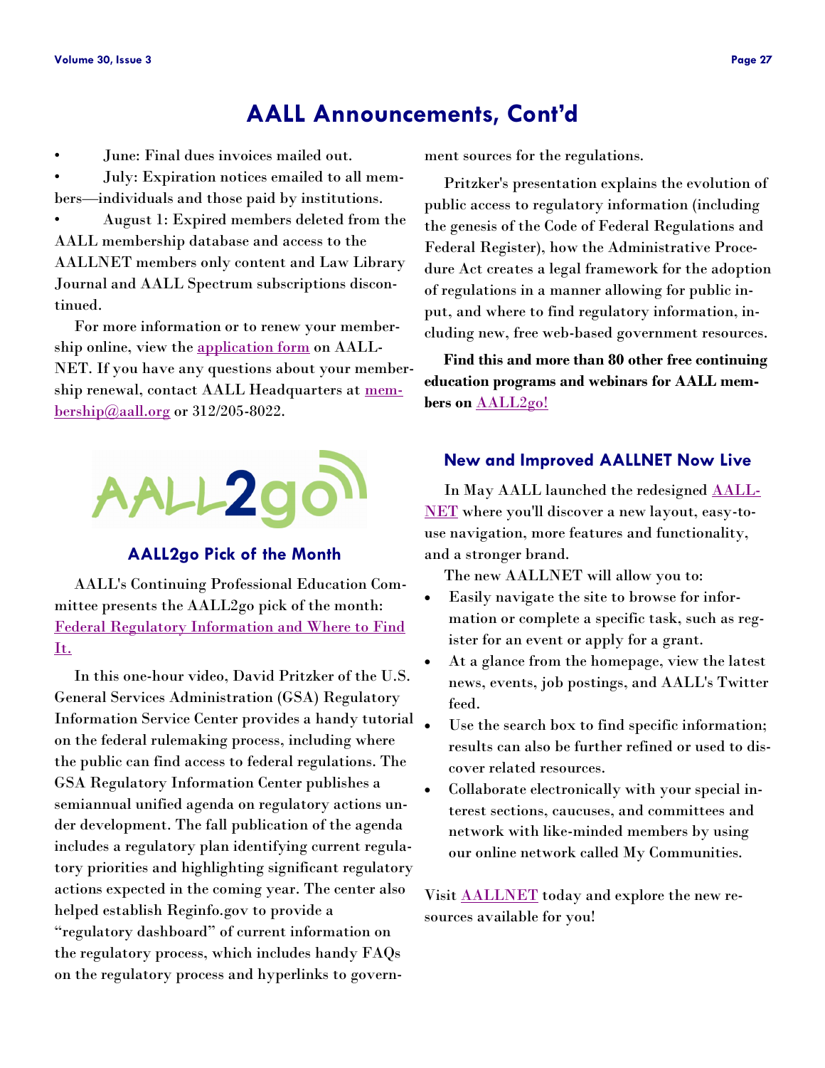# AALL Announcements, Cont'd

- June: Final dues invoices mailed out.
- July: Expiration notices emailed to all members—individuals and those paid by institutions.
- August 1: Expired members deleted from the AALL membership database and access to the AALLNET members only content and Law Library Journal and AALL Spectrum subscriptions discontinued.

For more information or to renew your membership online, view the application form on AALLNET. If you have any questions about your membership renewal, contact AALL Headquarters at membership@aall.org or 312/205-8022.

AALL2go

## AALL2go Pick of the Month

AALL's Continuing Professional Education Committee presents the AALL2go pick of the month: Federal Regulatory Information and Where to Find It.

In this one-hour video, David Pritzker of the U.S. General Services Administration (GSA) Regulatory Information Service Center provides a handy tutorial on the federal rulemaking process, including where the public can find access to federal regulations. The GSA Regulatory Information Center publishes a semiannual unified agenda on regulatory actions under development. The fall publication of the agenda includes a regulatory plan identifying current regulatory priorities and highlighting significant regulatory actions expected in the coming year. The center also helped establish Reginfo.gov to provide a "regulatory dashboard" of current information on the regulatory process, which includes handy FAQs on the regulatory process and hyperlinks to government sources for the regulations.

Pritzker's presentation explains the evolution of public access to regulatory information (including the genesis of the Code of Federal Regulations and Federal Register), how the Administrative Procedure Act creates a legal framework for the adoption of regulations in a manner allowing for public input, and where to find regulatory information, including new, free web-based government resources.

**Find this and more than 80 other free continuing education programs and webinars for AALL members on** AALL2go!

## New and Improved AALLNET Now Live

In May AALL launched the redesigned AALLNET where you'll discover a new layout, easy-to-use navigation, more features and functionality, and a stronger brand.

The new AALLNET will allow you to:

- Easily navigate the site to browse for information or complete a specific task, such as register for an event or apply for a grant.
- At a glance from the homepage, view the latest news, events, job postings, and AALL's Twitter feed.
- Use the search box to find specific information; results can also be further refined or used to discover related resources.
- Collaborate electronically with your special interest sections, caucuses, and committees and network with like-minded members by using our online network called My Communities.

Visit AALLNET today and explore the new resources available for you!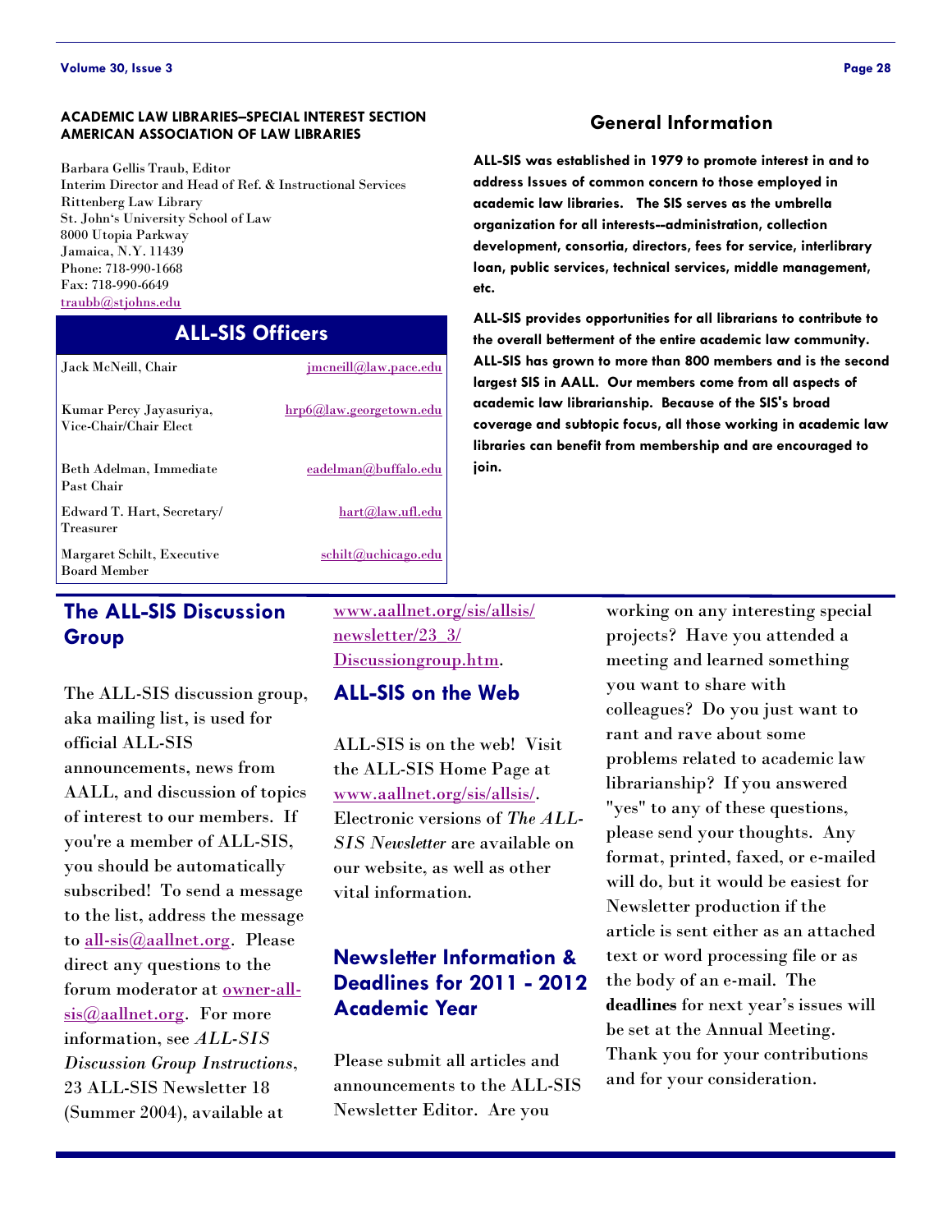**ACADEMIC LAW LIBRARIES—SPECIAL INTEREST SECTION**
**AMERICAN ASSOCIATION OF LAW LIBRARIES**

Barbara Gellis Traub, Editor
Interim Director and Head of Ref. & Instructional Services
Rittenberg Law Library
St. John's University School of Law
8000 Utopia Parkway
Jamaica, N.Y. 11439
Phone: 718-990-1668
Fax: 718-990-6649
traubb@stjohns.edu

## ALL-SIS Officers

| | |
|---|---|
| Jack McNeill, Chair | jmcneill@law.pace.edu |
| Kumar Percy Jayasuriya, Vice-Chair/Chair Elect | hrp6@law.georgetown.edu |
| Beth Adelman, Immediate Past Chair | eadelman@buffalo.edu |
| Edward T. Hart, Secretary/ Treasurer | hart@law.ufl.edu |
| Margaret Schilt, Executive Board Member | schilt@uchicago.edu |

## General Information

**ALL-SIS was established in 1979 to promote interest in and to address Issues of common concern to those employed in academic law libraries. The SIS serves as the umbrella organization for all interests--administration, collection development, consortia, directors, fees for service, interlibrary loan, public services, technical services, middle management, etc.**

**ALL-SIS provides opportunities for all librarians to contribute to the overall betterment of the entire academic law community. ALL-SIS has grown to more than 800 members and is the second largest SIS in AALL. Our members come from all aspects of academic law librarianship. Because of the SIS's broad coverage and subtopic focus, all those working in academic law libraries can benefit from membership and are encouraged to join.**

## The ALL-SIS Discussion Group

The ALL-SIS discussion group, aka mailing list, is used for official ALL-SIS announcements, news from AALL, and discussion of topics of interest to our members. If you're a member of ALL-SIS, you should be automatically subscribed! To send a message to the list, address the message to all-sis@aallnet.org. Please direct any questions to the forum moderator at owner-all-sis@aallnet.org. For more information, see *ALL-SIS Discussion Group Instructions*, 23 ALL-SIS Newsletter 18 (Summer 2004), available at www.aallnet.org/sis/allsis/newsletter/23_3/Discussiongroup.htm.

## ALL-SIS on the Web

ALL-SIS is on the web! Visit the ALL-SIS Home Page at www.aallnet.org/sis/allsis/. Electronic versions of *The ALL-SIS Newsletter* are available on our website, as well as other vital information.

## Newsletter Information & Deadlines for 2011 - 2012 Academic Year

Please submit all articles and announcements to the ALL-SIS Newsletter Editor. Are you working on any interesting special projects? Have you attended a meeting and learned something you want to share with colleagues? Do you just want to rant and rave about some problems related to academic law librarianship? If you answered "yes" to any of these questions, please send your thoughts. Any format, printed, faxed, or e-mailed will do, but it would be easiest for Newsletter production if the article is sent either as an attached text or word processing file or as the body of an e-mail. The **deadlines** for next year's issues will be set at the Annual Meeting. Thank you for your contributions and for your consideration.